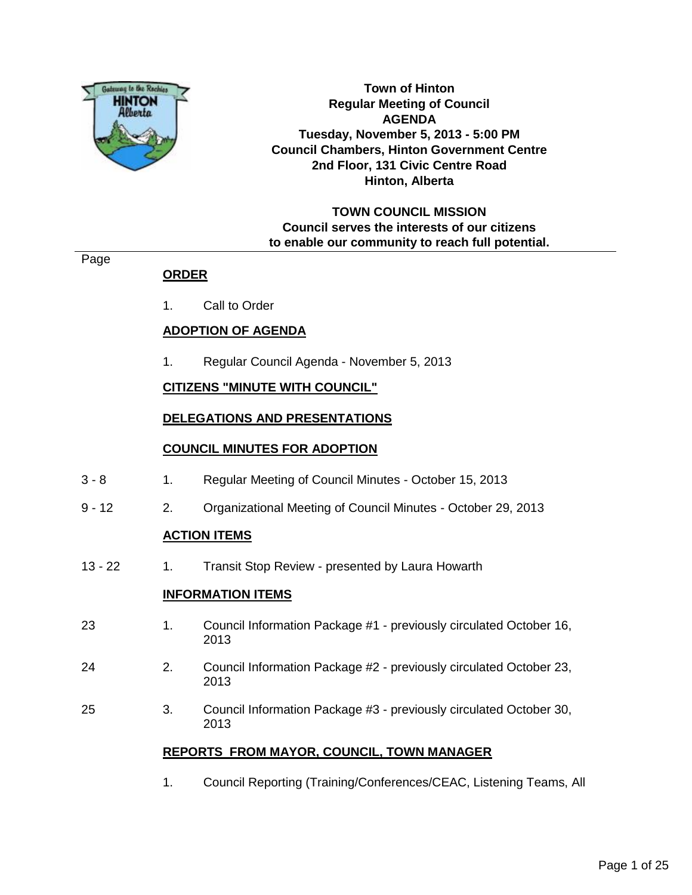**Town of Hinton**
**Regular Meeting of Council**
**AGENDA**
**Tuesday, November 5, 2013 - 5:00 PM**
**Council Chambers, Hinton Government Centre**
**2nd Floor, 131 Civic Centre Road**
**Hinton, Alberta**

**TOWN COUNCIL MISSION**
**Council serves the interests of our citizens to enable our community to reach full potential.**

| Page | | |
|---|---|---|
| | **ORDER** | |
| | 1. | Call to Order |
| | **ADOPTION OF AGENDA** | |
| | 1. | Regular Council Agenda - November 5, 2013 |
| | **CITIZENS "MINUTE WITH COUNCIL"** | |
| | **DELEGATIONS AND PRESENTATIONS** | |
| | **COUNCIL MINUTES FOR ADOPTION** | |
| 3 - 8 | 1. | Regular Meeting of Council Minutes - October 15, 2013 |
| 9 - 12 | 2. | Organizational Meeting of Council Minutes - October 29, 2013 |
| | **ACTION ITEMS** | |
| 13 - 22 | 1. | Transit Stop Review - presented by Laura Howarth |
| | **INFORMATION ITEMS** | |
| 23 | 1. | Council Information Package #1 - previously circulated October 16, 2013 |
| 24 | 2. | Council Information Package #2 - previously circulated October 23, 2013 |
| 25 | 3. | Council Information Package #3 - previously circulated October 30, 2013 |
| | **REPORTS FROM MAYOR, COUNCIL, TOWN MANAGER** | |
| | 1. | Council Reporting (Training/Conferences/CEAC, Listening Teams, All |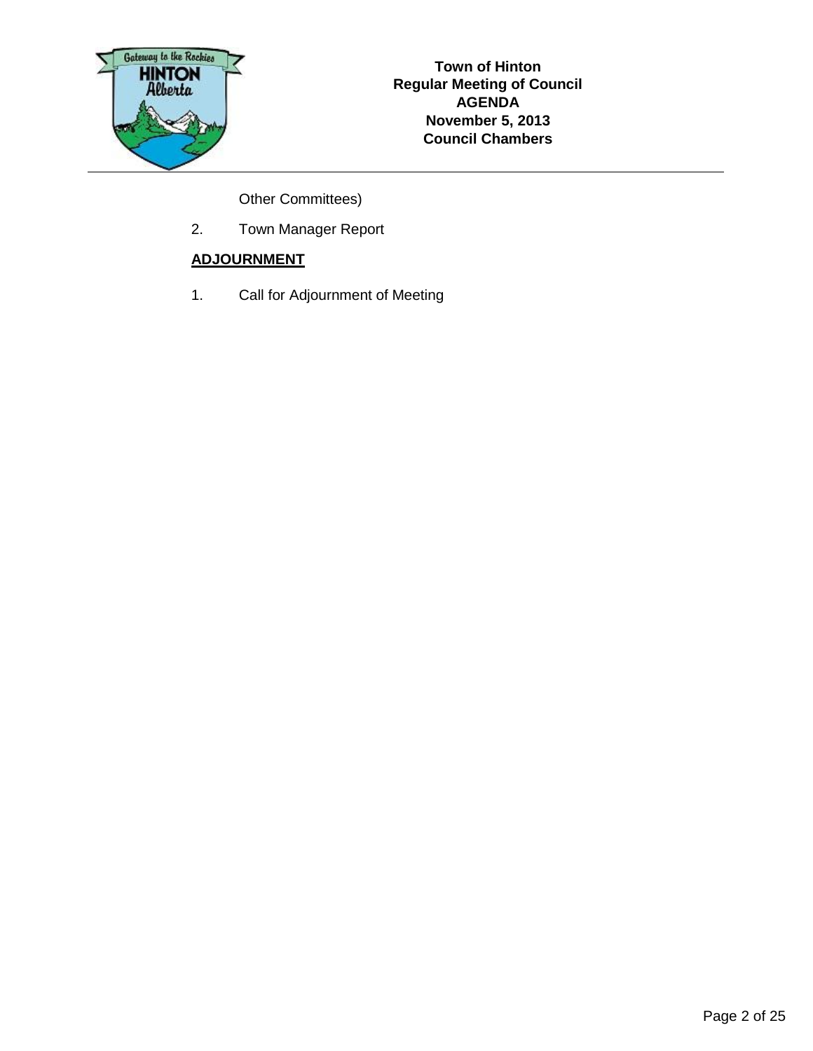Other Committees)

2. Town Manager Report

**ADJOURNMENT**

1. Call for Adjournment of Meeting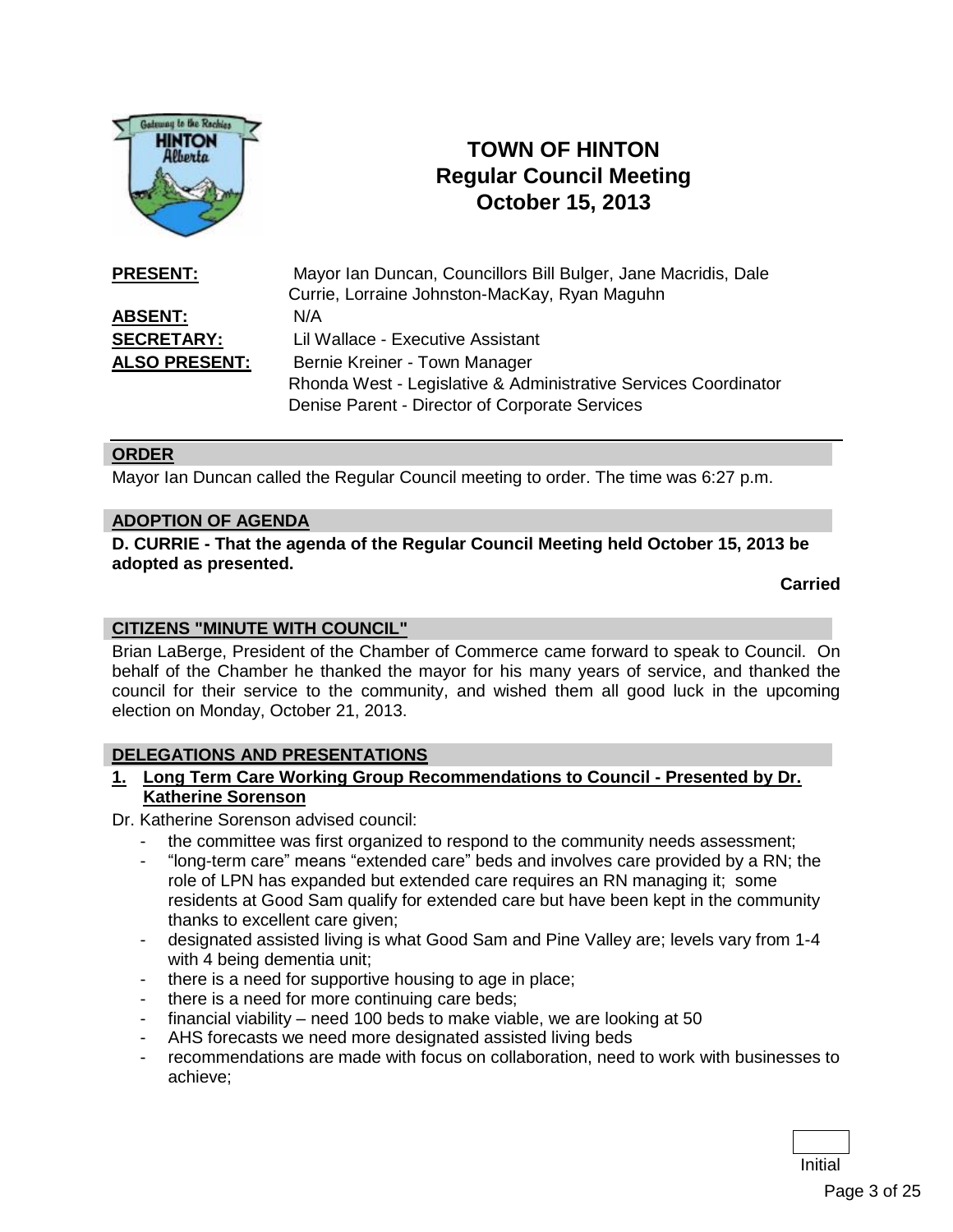# TOWN OF HINTON
## Regular Council Meeting
## October 15, 2013

**PRESENT:** Mayor Ian Duncan, Councillors Bill Bulger, Jane Macridis, Dale Currie, Lorraine Johnston-MacKay, Ryan Maguhn

**ABSENT:** N/A

**SECRETARY:** Lil Wallace - Executive Assistant

**ALSO PRESENT:** Bernie Kreiner - Town Manager
Rhonda West - Legislative & Administrative Services Coordinator
Denise Parent - Director of Corporate Services

### ORDER

Mayor Ian Duncan called the Regular Council meeting to order. The time was 6:27 p.m.

### ADOPTION OF AGENDA

**D. CURRIE - That the agenda of the Regular Council Meeting held October 15, 2013 be adopted as presented.**

**Carried**

### CITIZENS "MINUTE WITH COUNCIL"

Brian LaBerge, President of the Chamber of Commerce came forward to speak to Council. On behalf of the Chamber he thanked the mayor for his many years of service, and thanked the council for their service to the community, and wished them all good luck in the upcoming election on Monday, October 21, 2013.

### DELEGATIONS AND PRESENTATIONS

**1. Long Term Care Working Group Recommendations to Council - Presented by Dr. Katherine Sorenson**

Dr. Katherine Sorenson advised council:

- the committee was first organized to respond to the community needs assessment;
- "long-term care" means "extended care" beds and involves care provided by a RN; the role of LPN has expanded but extended care requires an RN managing it; some residents at Good Sam qualify for extended care but have been kept in the community thanks to excellent care given;
- designated assisted living is what Good Sam and Pine Valley are; levels vary from 1-4 with 4 being dementia unit;
- there is a need for supportive housing to age in place;
- there is a need for more continuing care beds;
- financial viability – need 100 beds to make viable, we are looking at 50
- AHS forecasts we need more designated assisted living beds
- recommendations are made with focus on collaboration, need to work with businesses to achieve;

Initial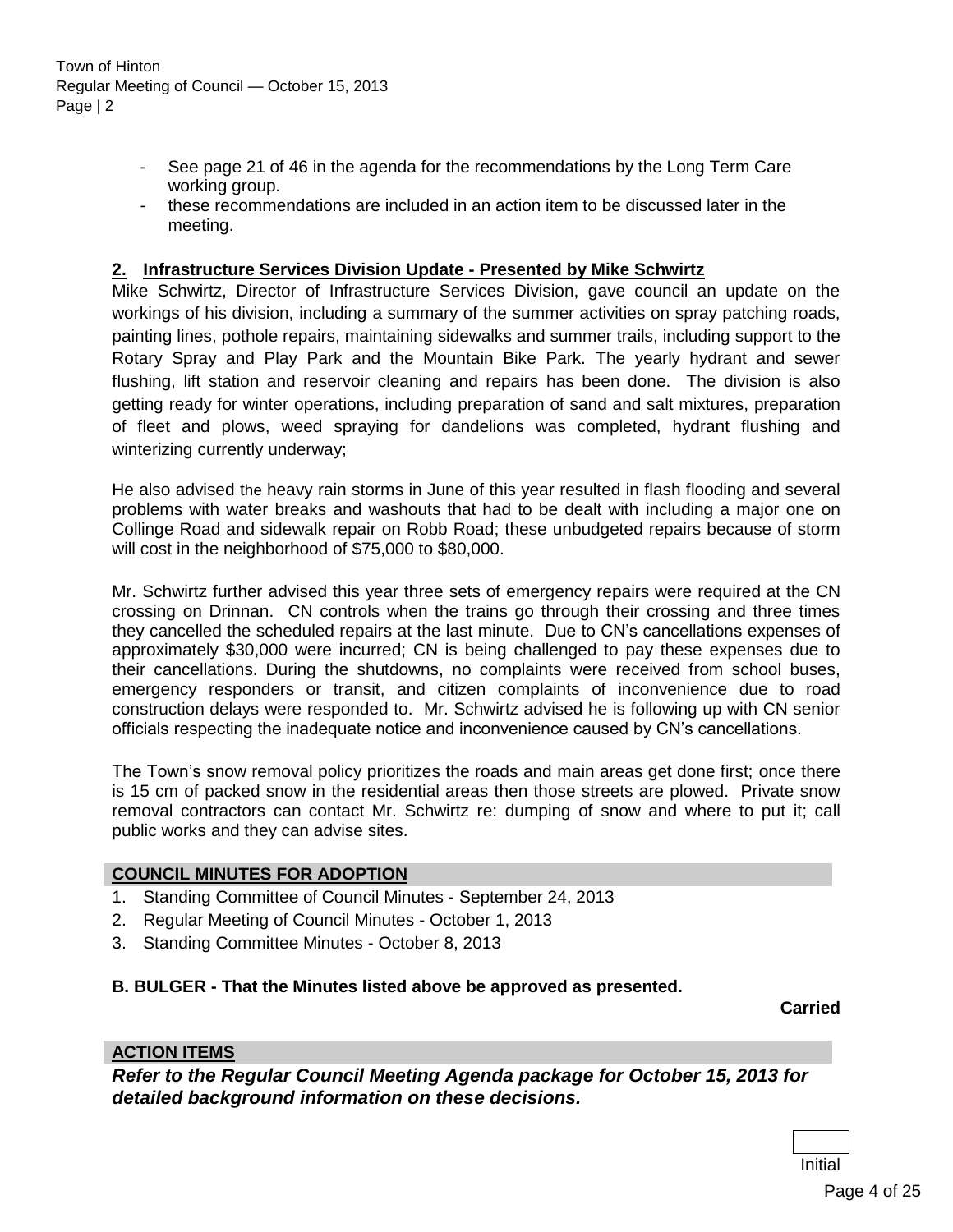- See page 21 of 46 in the agenda for the recommendations by the Long Term Care working group.
- these recommendations are included in an action item to be discussed later in the meeting.

**2. Infrastructure Services Division Update - Presented by Mike Schwirtz**

Mike Schwirtz, Director of Infrastructure Services Division, gave council an update on the workings of his division, including a summary of the summer activities on spray patching roads, painting lines, pothole repairs, maintaining sidewalks and summer trails, including support to the Rotary Spray and Play Park and the Mountain Bike Park. The yearly hydrant and sewer flushing, lift station and reservoir cleaning and repairs has been done. The division is also getting ready for winter operations, including preparation of sand and salt mixtures, preparation of fleet and plows, weed spraying for dandelions was completed, hydrant flushing and winterizing currently underway;

He also advised the heavy rain storms in June of this year resulted in flash flooding and several problems with water breaks and washouts that had to be dealt with including a major one on Collinge Road and sidewalk repair on Robb Road; these unbudgeted repairs because of storm will cost in the neighborhood of $75,000 to $80,000.

Mr. Schwirtz further advised this year three sets of emergency repairs were required at the CN crossing on Drinnan. CN controls when the trains go through their crossing and three times they cancelled the scheduled repairs at the last minute. Due to CN's cancellations expenses of approximately $30,000 were incurred; CN is being challenged to pay these expenses due to their cancellations. During the shutdowns, no complaints were received from school buses, emergency responders or transit, and citizen complaints of inconvenience due to road construction delays were responded to. Mr. Schwirtz advised he is following up with CN senior officials respecting the inadequate notice and inconvenience caused by CN's cancellations.

The Town's snow removal policy prioritizes the roads and main areas get done first; once there is 15 cm of packed snow in the residential areas then those streets are plowed. Private snow removal contractors can contact Mr. Schwirtz re: dumping of snow and where to put it; call public works and they can advise sites.

## COUNCIL MINUTES FOR ADOPTION

1. Standing Committee of Council Minutes - September 24, 2013
2. Regular Meeting of Council Minutes - October 1, 2013
3. Standing Committee Minutes - October 8, 2013

**B. BULGER - That the Minutes listed above be approved as presented.**

**Carried**

## ACTION ITEMS

***Refer to the Regular Council Meeting Agenda package for October 15, 2013 for detailed background information on these decisions.***

Initial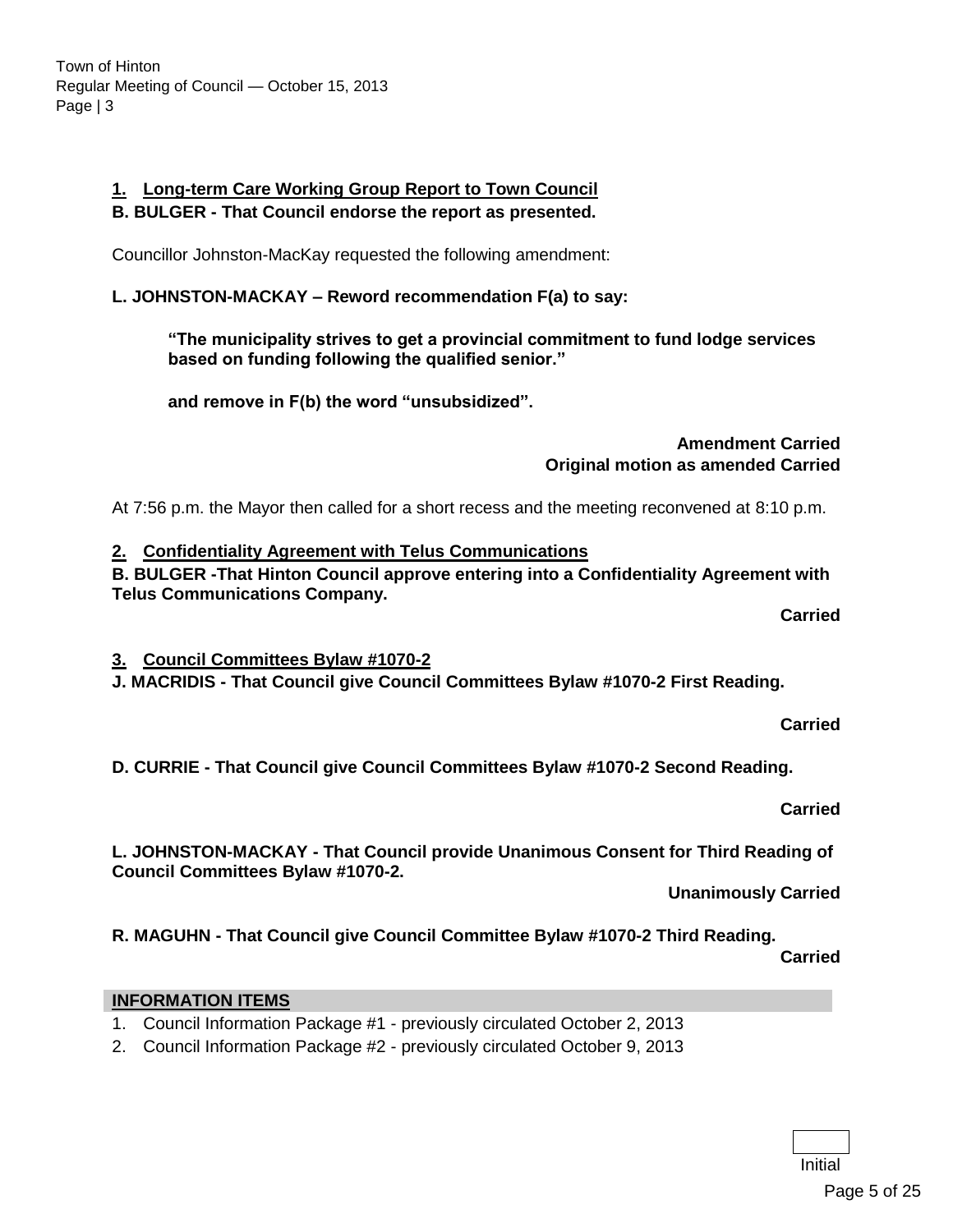**1. Long-term Care Working Group Report to Town Council**

**B. BULGER - That Council endorse the report as presented.**

Councillor Johnston-MacKay requested the following amendment:

**L. JOHNSTON-MACKAY – Reword recommendation F(a) to say:**

> **"The municipality strives to get a provincial commitment to fund lodge services based on funding following the qualified senior."**
>
> **and remove in F(b) the word "unsubsidized".**

**Amendment Carried**
**Original motion as amended Carried**

At 7:56 p.m. the Mayor then called for a short recess and the meeting reconvened at 8:10 p.m.

**2. Confidentiality Agreement with Telus Communications**

**B. BULGER -That Hinton Council approve entering into a Confidentiality Agreement with Telus Communications Company.**

**Carried**

**3. Council Committees Bylaw #1070-2**

**J. MACRIDIS - That Council give Council Committees Bylaw #1070-2 First Reading.**

**Carried**

**D. CURRIE - That Council give Council Committees Bylaw #1070-2 Second Reading.**

**Carried**

**L. JOHNSTON-MACKAY - That Council provide Unanimous Consent for Third Reading of Council Committees Bylaw #1070-2.**

**Unanimously Carried**

**R. MAGUHN - That Council give Council Committee Bylaw #1070-2 Third Reading.**

**Carried**

## INFORMATION ITEMS

1. Council Information Package #1 - previously circulated October 2, 2013
2. Council Information Package #2 - previously circulated October 9, 2013

Initial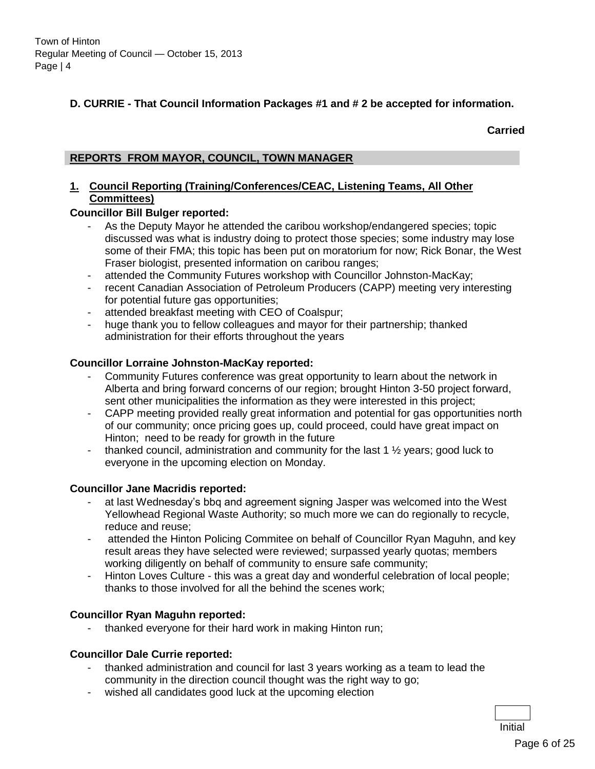**D. CURRIE - That Council Information Packages #1 and # 2 be accepted for information.**

**Carried**

## REPORTS FROM MAYOR, COUNCIL, TOWN MANAGER

### 1. Council Reporting (Training/Conferences/CEAC, Listening Teams, All Other Committees)

**Councillor Bill Bulger reported:**

- As the Deputy Mayor he attended the caribou workshop/endangered species; topic discussed was what is industry doing to protect those species; some industry may lose some of their FMA; this topic has been put on moratorium for now; Rick Bonar, the West Fraser biologist, presented information on caribou ranges;
- attended the Community Futures workshop with Councillor Johnston-MacKay;
- recent Canadian Association of Petroleum Producers (CAPP) meeting very interesting for potential future gas opportunities;
- attended breakfast meeting with CEO of Coalspur;
- huge thank you to fellow colleagues and mayor for their partnership; thanked administration for their efforts throughout the years

**Councillor Lorraine Johnston-MacKay reported:**

- Community Futures conference was great opportunity to learn about the network in Alberta and bring forward concerns of our region; brought Hinton 3-50 project forward, sent other municipalities the information as they were interested in this project;
- CAPP meeting provided really great information and potential for gas opportunities north of our community; once pricing goes up, could proceed, could have great impact on Hinton; need to be ready for growth in the future
- thanked council, administration and community for the last 1 ½ years; good luck to everyone in the upcoming election on Monday.

**Councillor Jane Macridis reported:**

- at last Wednesday's bbq and agreement signing Jasper was welcomed into the West Yellowhead Regional Waste Authority; so much more we can do regionally to recycle, reduce and reuse;
- attended the Hinton Policing Commitee on behalf of Councillor Ryan Maguhn, and key result areas they have selected were reviewed; surpassed yearly quotas; members working diligently on behalf of community to ensure safe community;
- Hinton Loves Culture - this was a great day and wonderful celebration of local people; thanks to those involved for all the behind the scenes work;

**Councillor Ryan Maguhn reported:**

- thanked everyone for their hard work in making Hinton run;

**Councillor Dale Currie reported:**

- thanked administration and council for last 3 years working as a team to lead the community in the direction council thought was the right way to go;
- wished all candidates good luck at the upcoming election

Initial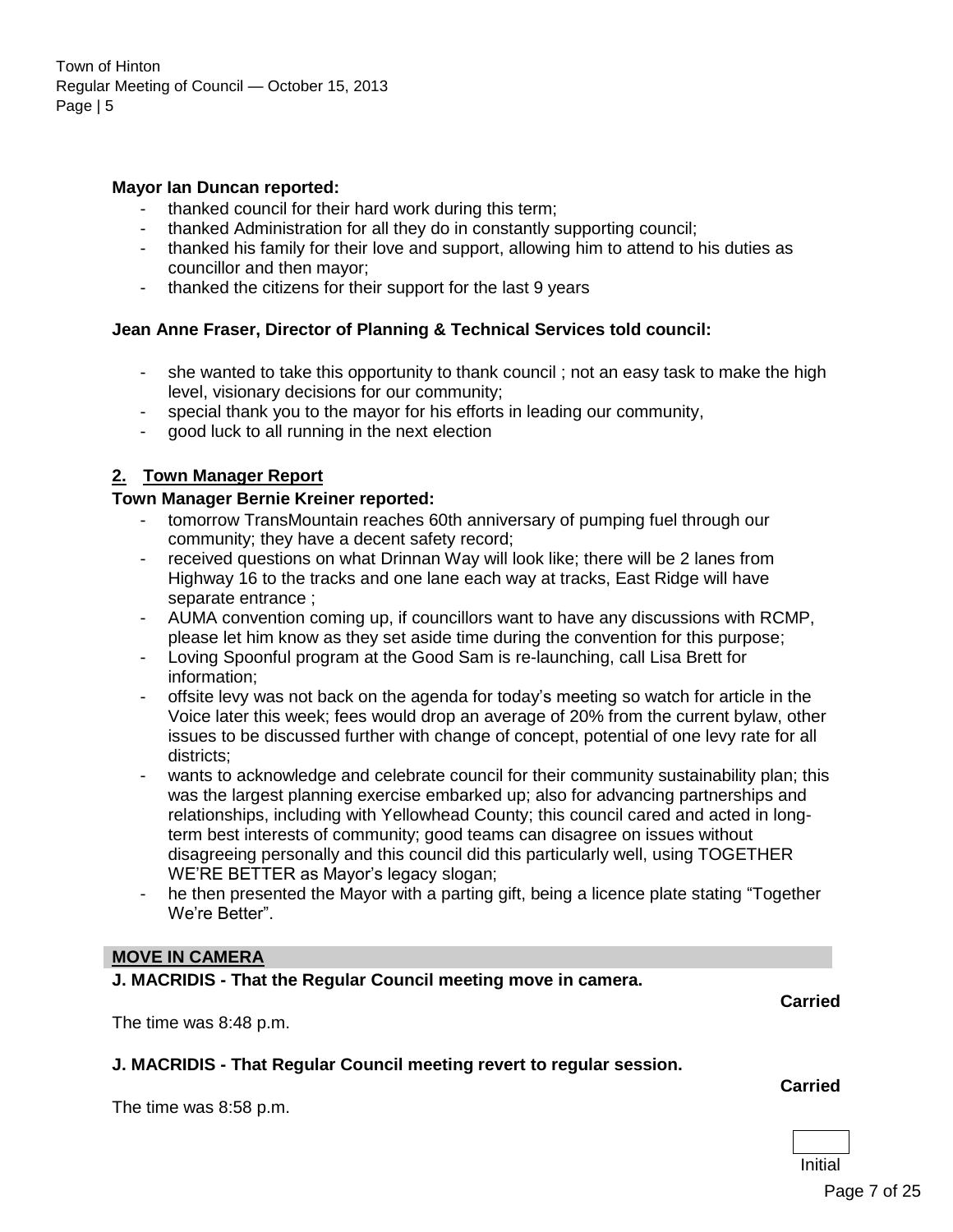**Mayor Ian Duncan reported:**

- thanked council for their hard work during this term;
- thanked Administration for all they do in constantly supporting council;
- thanked his family for their love and support, allowing him to attend to his duties as councillor and then mayor;
- thanked the citizens for their support for the last 9 years

**Jean Anne Fraser, Director of Planning & Technical Services told council:**

- she wanted to take this opportunity to thank council ; not an easy task to make the high level, visionary decisions for our community;
- special thank you to the mayor for his efforts in leading our community,
- good luck to all running in the next election

## 2. Town Manager Report

**Town Manager Bernie Kreiner reported:**

- tomorrow TransMountain reaches 60th anniversary of pumping fuel through our community; they have a decent safety record;
- received questions on what Drinnan Way will look like; there will be 2 lanes from Highway 16 to the tracks and one lane each way at tracks, East Ridge will have separate entrance ;
- AUMA convention coming up, if councillors want to have any discussions with RCMP, please let him know as they set aside time during the convention for this purpose;
- Loving Spoonful program at the Good Sam is re-launching, call Lisa Brett for information;
- offsite levy was not back on the agenda for today's meeting so watch for article in the Voice later this week; fees would drop an average of 20% from the current bylaw, other issues to be discussed further with change of concept, potential of one levy rate for all districts;
- wants to acknowledge and celebrate council for their community sustainability plan; this was the largest planning exercise embarked up; also for advancing partnerships and relationships, including with Yellowhead County; this council cared and acted in long-term best interests of community; good teams can disagree on issues without disagreeing personally and this council did this particularly well, using TOGETHER WE'RE BETTER as Mayor's legacy slogan;
- he then presented the Mayor with a parting gift, being a licence plate stating "Together We're Better".

## MOVE IN CAMERA

**J. MACRIDIS - That the Regular Council meeting move in camera.**

**Carried**

The time was 8:48 p.m.

**J. MACRIDIS - That Regular Council meeting revert to regular session.**

**Carried**

The time was 8:58 p.m.

Initial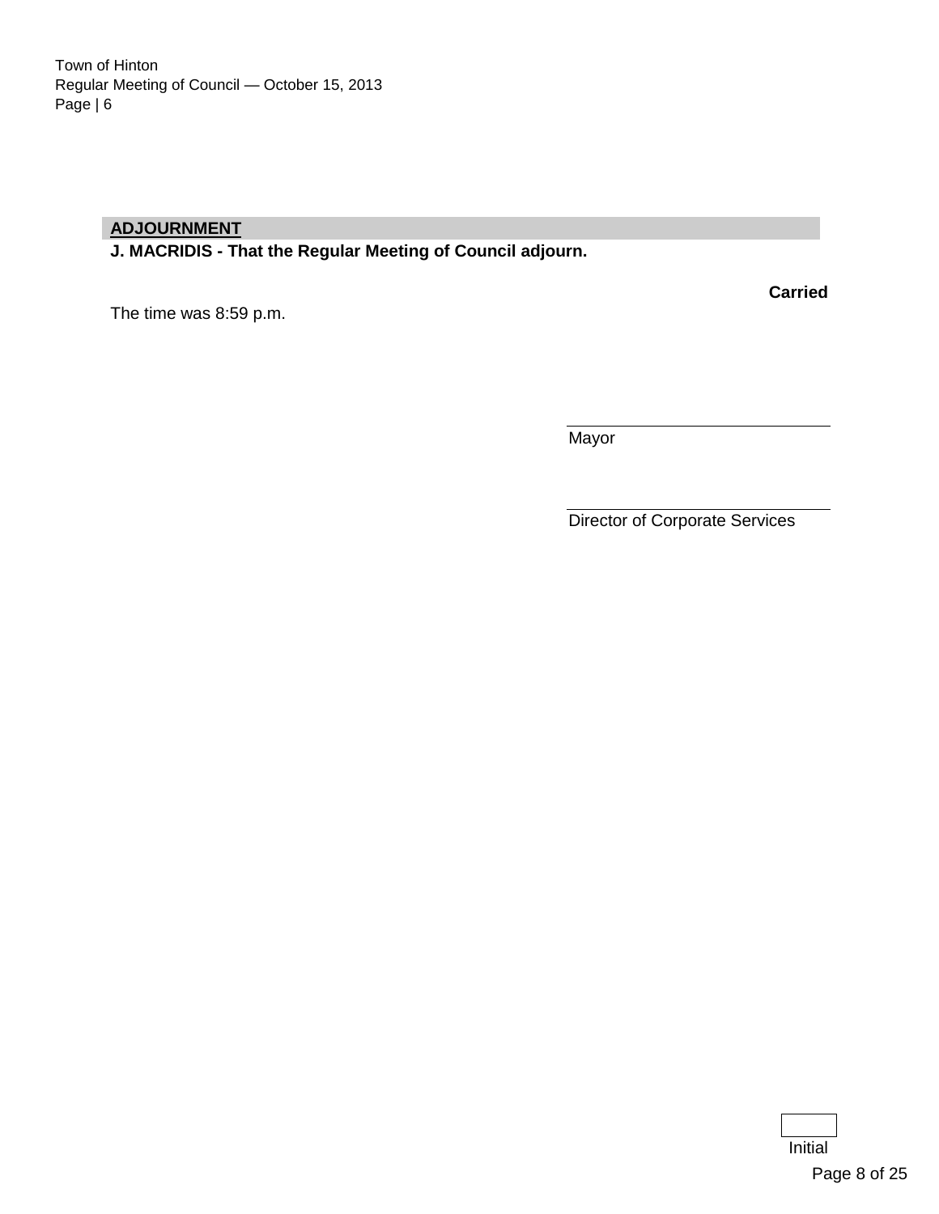## ADJOURNMENT

**J. MACRIDIS - That the Regular Meeting of Council adjourn.**

**Carried**

The time was 8:59 p.m.

\_\_\_\_\_\_\_\_\_\_\_\_\_\_\_\_\_\_\_\_\_\_\_\_\_\_\_\_\_\_
Mayor

\_\_\_\_\_\_\_\_\_\_\_\_\_\_\_\_\_\_\_\_\_\_\_\_\_\_\_\_\_\_
Director of Corporate Services

Initial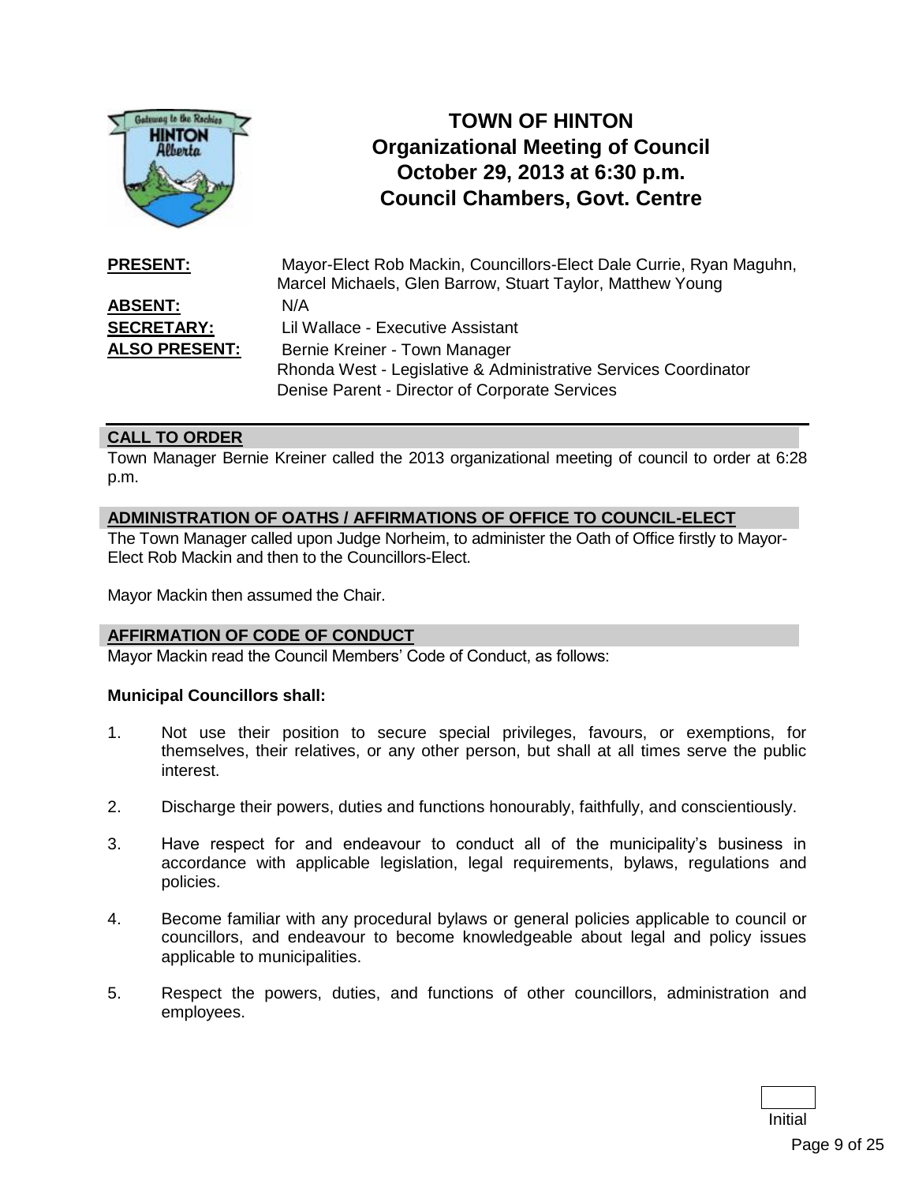# TOWN OF HINTON
## Organizational Meeting of Council
## October 29, 2013 at 6:30 p.m.
## Council Chambers, Govt. Centre

**PRESENT:** Mayor-Elect Rob Mackin, Councillors-Elect Dale Currie, Ryan Maguhn, Marcel Michaels, Glen Barrow, Stuart Taylor, Matthew Young

**ABSENT:** N/A

**SECRETARY:** Lil Wallace - Executive Assistant

**ALSO PRESENT:** Bernie Kreiner - Town Manager
Rhonda West - Legislative & Administrative Services Coordinator
Denise Parent - Director of Corporate Services

---

**CALL TO ORDER**

Town Manager Bernie Kreiner called the 2013 organizational meeting of council to order at 6:28 p.m.

**ADMINISTRATION OF OATHS / AFFIRMATIONS OF OFFICE TO COUNCIL-ELECT**

The Town Manager called upon Judge Norheim, to administer the Oath of Office firstly to Mayor-Elect Rob Mackin and then to the Councillors-Elect.

Mayor Mackin then assumed the Chair.

**AFFIRMATION OF CODE OF CONDUCT**

Mayor Mackin read the Council Members' Code of Conduct, as follows:

**Municipal Councillors shall:**

1. Not use their position to secure special privileges, favours, or exemptions, for themselves, their relatives, or any other person, but shall at all times serve the public interest.

2. Discharge their powers, duties and functions honourably, faithfully, and conscientiously.

3. Have respect for and endeavour to conduct all of the municipality's business in accordance with applicable legislation, legal requirements, bylaws, regulations and policies.

4. Become familiar with any procedural bylaws or general policies applicable to council or councillors, and endeavour to become knowledgeable about legal and policy issues applicable to municipalities.

5. Respect the powers, duties, and functions of other councillors, administration and employees.

Initial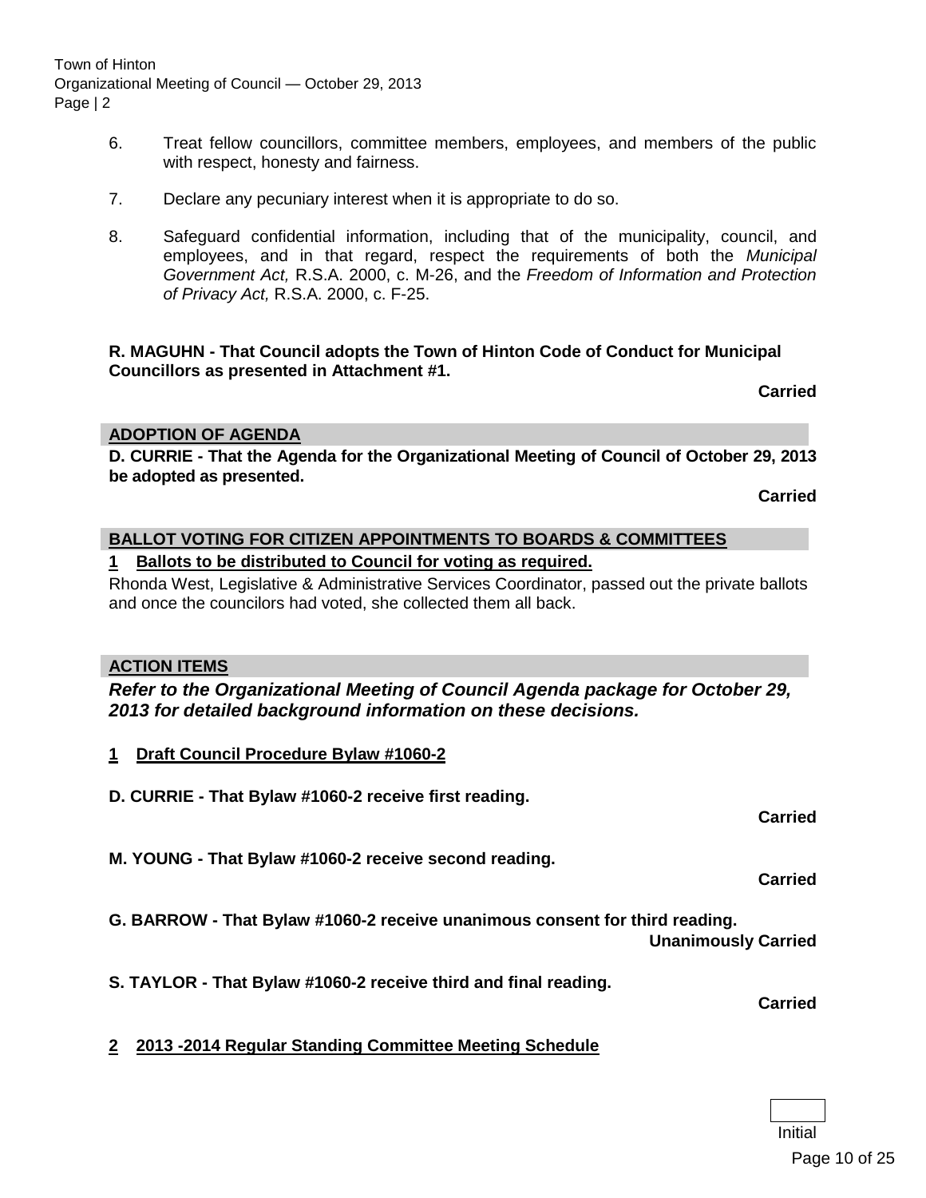6. Treat fellow councillors, committee members, employees, and members of the public with respect, honesty and fairness.

7. Declare any pecuniary interest when it is appropriate to do so.

8. Safeguard confidential information, including that of the municipality, council, and employees, and in that regard, respect the requirements of both the *Municipal Government Act,* R.S.A. 2000, c. M-26, and the *Freedom of Information and Protection of Privacy Act,* R.S.A. 2000, c. F-25.

**R. MAGUHN - That Council adopts the Town of Hinton Code of Conduct for Municipal Councillors as presented in Attachment #1.**

**Carried**

## ADOPTION OF AGENDA

**D. CURRIE - That the Agenda for the Organizational Meeting of Council of October 29, 2013 be adopted as presented.**

**Carried**

## BALLOT VOTING FOR CITIZEN APPOINTMENTS TO BOARDS & COMMITTEES

### 1 Ballots to be distributed to Council for voting as required.

Rhonda West, Legislative & Administrative Services Coordinator, passed out the private ballots and once the councilors had voted, she collected them all back.

## ACTION ITEMS

***Refer to the Organizational Meeting of Council Agenda package for October 29, 2013 for detailed background information on these decisions.***

### 1 Draft Council Procedure Bylaw #1060-2

**D. CURRIE - That Bylaw #1060-2 receive first reading.**

**Carried**

**M. YOUNG - That Bylaw #1060-2 receive second reading.**

**Carried**

**G. BARROW - That Bylaw #1060-2 receive unanimous consent for third reading.**

**Unanimously Carried**

**S. TAYLOR - That Bylaw #1060-2 receive third and final reading.**

**Carried**

### 2 2013 -2014 Regular Standing Committee Meeting Schedule

Initial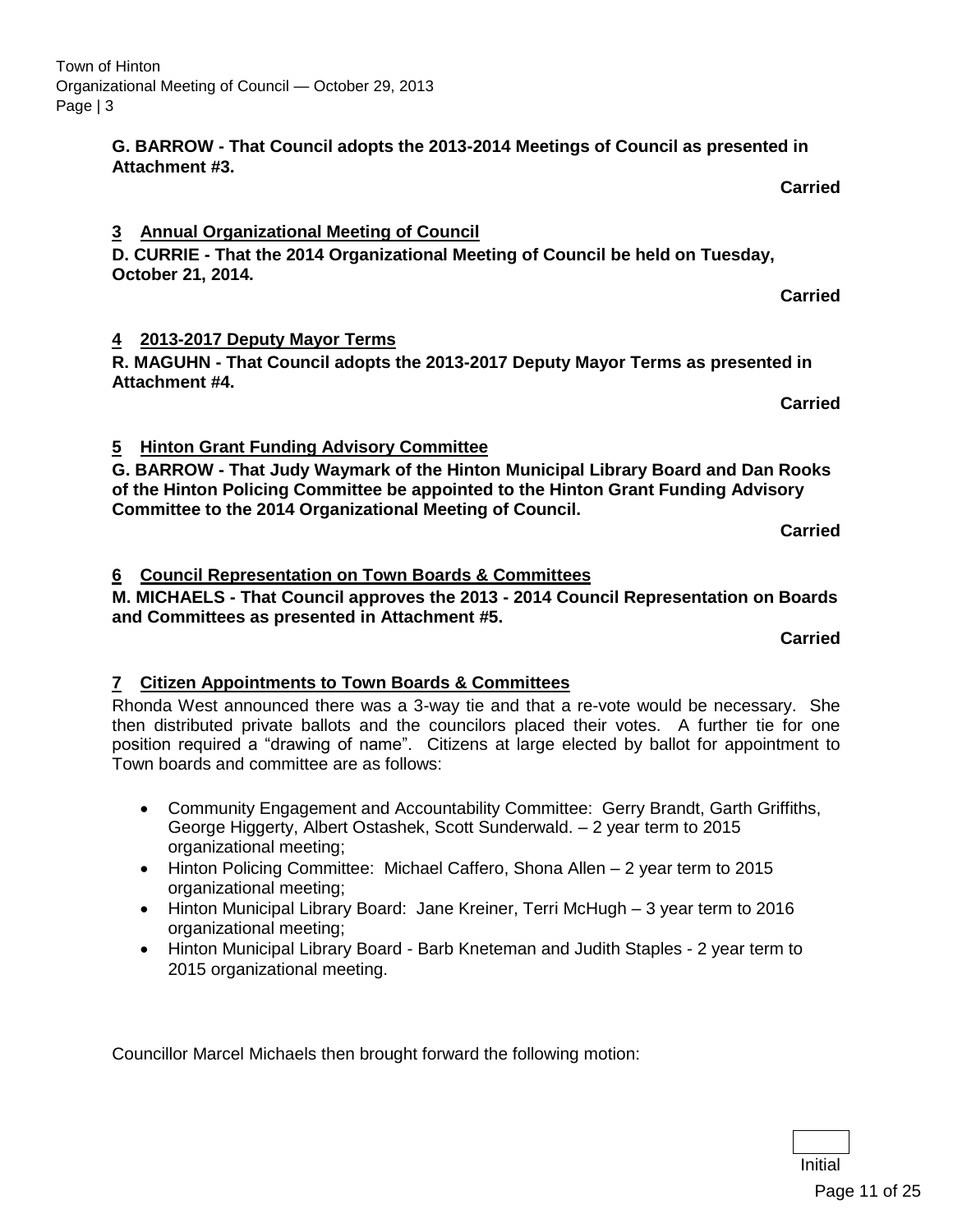**G. BARROW - That Council adopts the 2013-2014 Meetings of Council as presented in Attachment #3.**

**Carried**

### 3 Annual Organizational Meeting of Council

**D. CURRIE - That the 2014 Organizational Meeting of Council be held on Tuesday, October 21, 2014.**

**Carried**

### 4 2013-2017 Deputy Mayor Terms

**R. MAGUHN - That Council adopts the 2013-2017 Deputy Mayor Terms as presented in Attachment #4.**

**Carried**

### 5 Hinton Grant Funding Advisory Committee

**G. BARROW - That Judy Waymark of the Hinton Municipal Library Board and Dan Rooks of the Hinton Policing Committee be appointed to the Hinton Grant Funding Advisory Committee to the 2014 Organizational Meeting of Council.**

**Carried**

### 6 Council Representation on Town Boards & Committees

**M. MICHAELS - That Council approves the 2013 - 2014 Council Representation on Boards and Committees as presented in Attachment #5.**

**Carried**

### 7 Citizen Appointments to Town Boards & Committees

Rhonda West announced there was a 3-way tie and that a re-vote would be necessary. She then distributed private ballots and the councilors placed their votes. A further tie for one position required a "drawing of name". Citizens at large elected by ballot for appointment to Town boards and committee are as follows:

- Community Engagement and Accountability Committee: Gerry Brandt, Garth Griffiths, George Higgerty, Albert Ostashek, Scott Sunderwald. – 2 year term to 2015 organizational meeting;
- Hinton Policing Committee: Michael Caffero, Shona Allen – 2 year term to 2015 organizational meeting;
- Hinton Municipal Library Board: Jane Kreiner, Terri McHugh – 3 year term to 2016 organizational meeting;
- Hinton Municipal Library Board - Barb Kneteman and Judith Staples - 2 year term to 2015 organizational meeting.

Councillor Marcel Michaels then brought forward the following motion:

Initial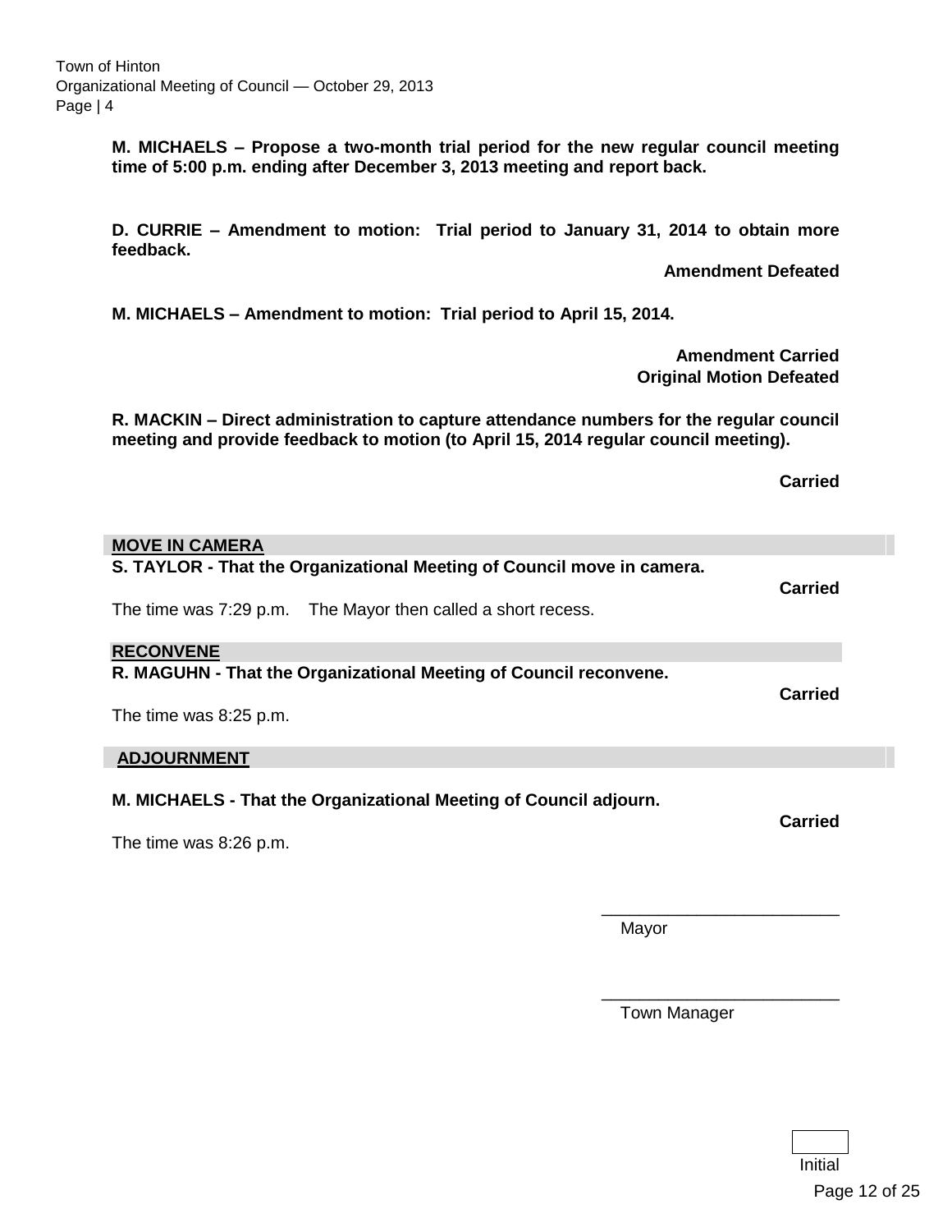**M. MICHAELS – Propose a two-month trial period for the new regular council meeting time of 5:00 p.m. ending after December 3, 2013 meeting and report back.**

**D. CURRIE – Amendment to motion: Trial period to January 31, 2014 to obtain more feedback.**

**Amendment Defeated**

**M. MICHAELS – Amendment to motion: Trial period to April 15, 2014.**

**Amendment Carried**
**Original Motion Defeated**

**R. MACKIN – Direct administration to capture attendance numbers for the regular council meeting and provide feedback to motion (to April 15, 2014 regular council meeting).**

**Carried**

## MOVE IN CAMERA

**S. TAYLOR - That the Organizational Meeting of Council move in camera.**

**Carried**

The time was 7:29 p.m. The Mayor then called a short recess.

## RECONVENE

**R. MAGUHN - That the Organizational Meeting of Council reconvene.**

**Carried**

The time was 8:25 p.m.

## ADJOURNMENT

**M. MICHAELS - That the Organizational Meeting of Council adjourn.**

**Carried**

The time was 8:26 p.m.

\_\_\_\_\_\_\_\_\_\_\_\_\_\_\_\_\_\_\_\_\_\_\_\_
Mayor

\_\_\_\_\_\_\_\_\_\_\_\_\_\_\_\_\_\_\_\_\_\_\_\_
Town Manager

Initial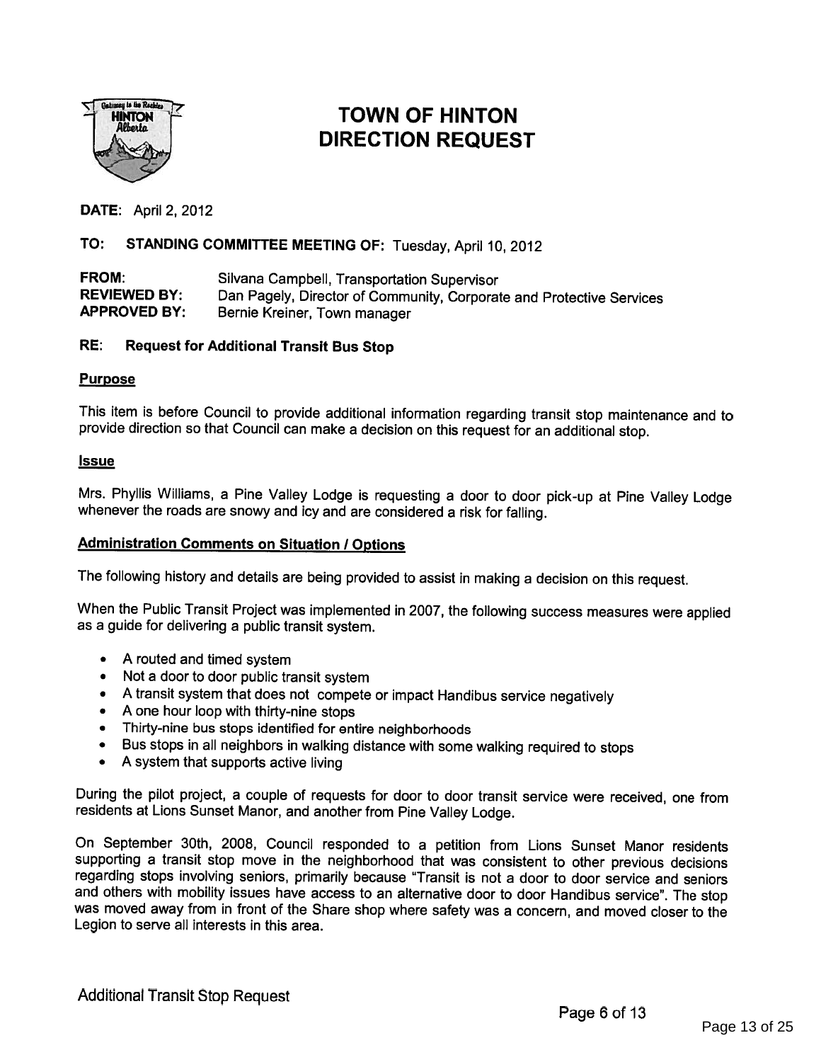# TOWN OF HINTON DIRECTION REQUEST

**DATE:** April 2, 2012

**TO: STANDING COMMITTEE MEETING OF:** Tuesday, April 10, 2012

**FROM:** Silvana Campbell, Transportation Supervisor
**REVIEWED BY:** Dan Pagely, Director of Community, Corporate and Protective Services
**APPROVED BY:** Bernie Kreiner, Town manager

**RE: Request for Additional Transit Bus Stop**

## Purpose

This item is before Council to provide additional information regarding transit stop maintenance and to provide direction so that Council can make a decision on this request for an additional stop.

## Issue

Mrs. Phyllis Williams, a Pine Valley Lodge is requesting a door to door pick-up at Pine Valley Lodge whenever the roads are snowy and icy and are considered a risk for falling.

## Administration Comments on Situation / Options

The following history and details are being provided to assist in making a decision on this request.

When the Public Transit Project was implemented in 2007, the following success measures were applied as a guide for delivering a public transit system.

- A routed and timed system
- Not a door to door public transit system
- A transit system that does not compete or impact Handibus service negatively
- A one hour loop with thirty-nine stops
- Thirty-nine bus stops identified for entire neighborhoods
- Bus stops in all neighbors in walking distance with some walking required to stops
- A system that supports active living

During the pilot project, a couple of requests for door to door transit service were received, one from residents at Lions Sunset Manor, and another from Pine Valley Lodge.

On September 30th, 2008, Council responded to a petition from Lions Sunset Manor residents supporting a transit stop move in the neighborhood that was consistent to other previous decisions regarding stops involving seniors, primarily because "Transit is not a door to door service and seniors and others with mobility issues have access to an alternative door to door Handibus service". The stop was moved away from in front of the Share shop where safety was a concern, and moved closer to the Legion to serve all interests in this area.

Additional Transit Stop Request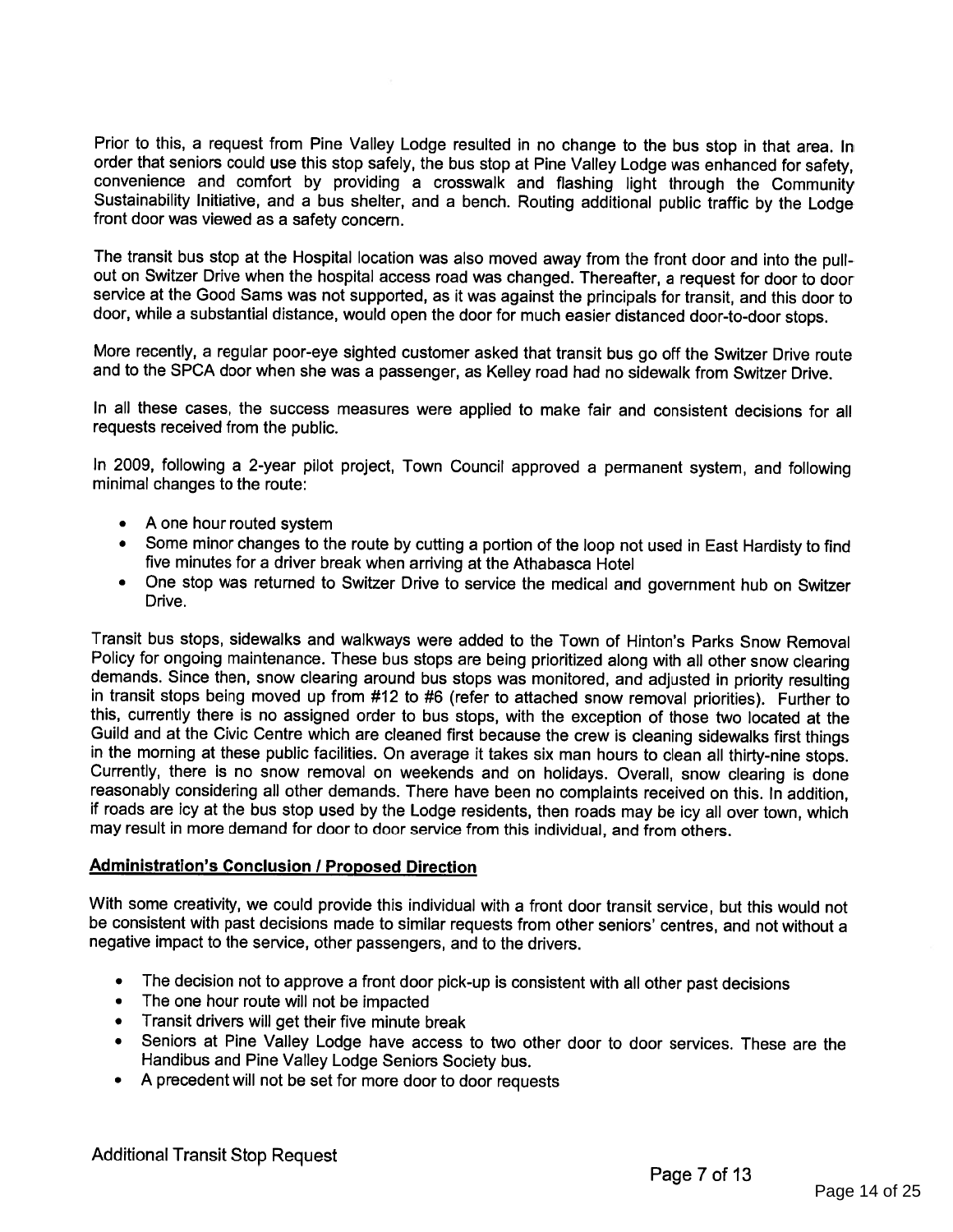Prior to this, a request from Pine Valley Lodge resulted in no change to the bus stop in that area. In order that seniors could use this stop safely, the bus stop at Pine Valley Lodge was enhanced for safety, convenience and comfort by providing a crosswalk and flashing light through the Community Sustainability Initiative, and a bus shelter, and a bench. Routing additional public traffic by the Lodge front door was viewed as a safety concern.

The transit bus stop at the Hospital location was also moved away from the front door and into the pull-out on Switzer Drive when the hospital access road was changed. Thereafter, a request for door to door service at the Good Sams was not supported, as it was against the principals for transit, and this door to door, while a substantial distance, would open the door for much easier distanced door-to-door stops.

More recently, a regular poor-eye sighted customer asked that transit bus go off the Switzer Drive route and to the SPCA door when she was a passenger, as Kelley road had no sidewalk from Switzer Drive.

In all these cases, the success measures were applied to make fair and consistent decisions for all requests received from the public.

In 2009, following a 2-year pilot project, Town Council approved a permanent system, and following minimal changes to the route:

- A one hour routed system
- Some minor changes to the route by cutting a portion of the loop not used in East Hardisty to find five minutes for a driver break when arriving at the Athabasca Hotel
- One stop was returned to Switzer Drive to service the medical and government hub on Switzer Drive.

Transit bus stops, sidewalks and walkways were added to the Town of Hinton's Parks Snow Removal Policy for ongoing maintenance. These bus stops are being prioritized along with all other snow clearing demands. Since then, snow clearing around bus stops was monitored, and adjusted in priority resulting in transit stops being moved up from #12 to #6 (refer to attached snow removal priorities). Further to this, currently there is no assigned order to bus stops, with the exception of those two located at the Guild and at the Civic Centre which are cleaned first because the crew is cleaning sidewalks first things in the morning at these public facilities. On average it takes six man hours to clean all thirty-nine stops. Currently, there is no snow removal on weekends and on holidays. Overall, snow clearing is done reasonably considering all other demands. There have been no complaints received on this. In addition, if roads are icy at the bus stop used by the Lodge residents, then roads may be icy all over town, which may result in more demand for door to door service from this individual, and from others.

## Administration's Conclusion / Proposed Direction

With some creativity, we could provide this individual with a front door transit service, but this would not be consistent with past decisions made to similar requests from other seniors' centres, and not without a negative impact to the service, other passengers, and to the drivers.

- The decision not to approve a front door pick-up is consistent with all other past decisions
- The one hour route will not be impacted
- Transit drivers will get their five minute break
- Seniors at Pine Valley Lodge have access to two other door to door services. These are the Handibus and Pine Valley Lodge Seniors Society bus.
- A precedent will not be set for more door to door requests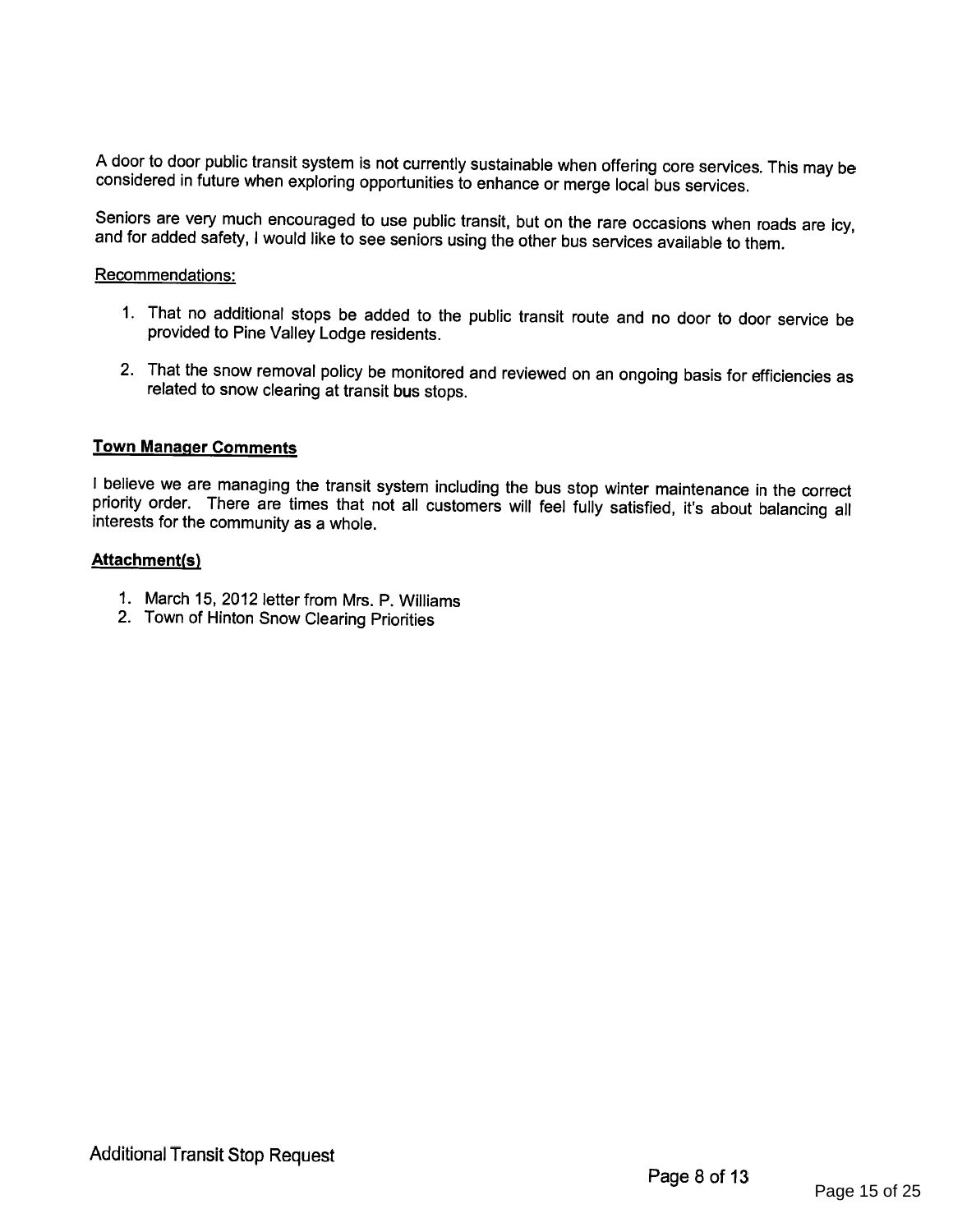A door to door public transit system is not currently sustainable when offering core services. This may be considered in future when exploring opportunities to enhance or merge local bus services.

Seniors are very much encouraged to use public transit, but on the rare occasions when roads are icy, and for added safety, I would like to see seniors using the other bus services available to them.

Recommendations:

1. That no additional stops be added to the public transit route and no door to door service be provided to Pine Valley Lodge residents.
2. That the snow removal policy be monitored and reviewed on an ongoing basis for efficiencies as related to snow clearing at transit bus stops.

**Town Manager Comments**

I believe we are managing the transit system including the bus stop winter maintenance in the correct priority order. There are times that not all customers will feel fully satisfied, it's about balancing all interests for the community as a whole.

**Attachment(s)**

1. March 15, 2012 letter from Mrs. P. Williams
2. Town of Hinton Snow Clearing Priorities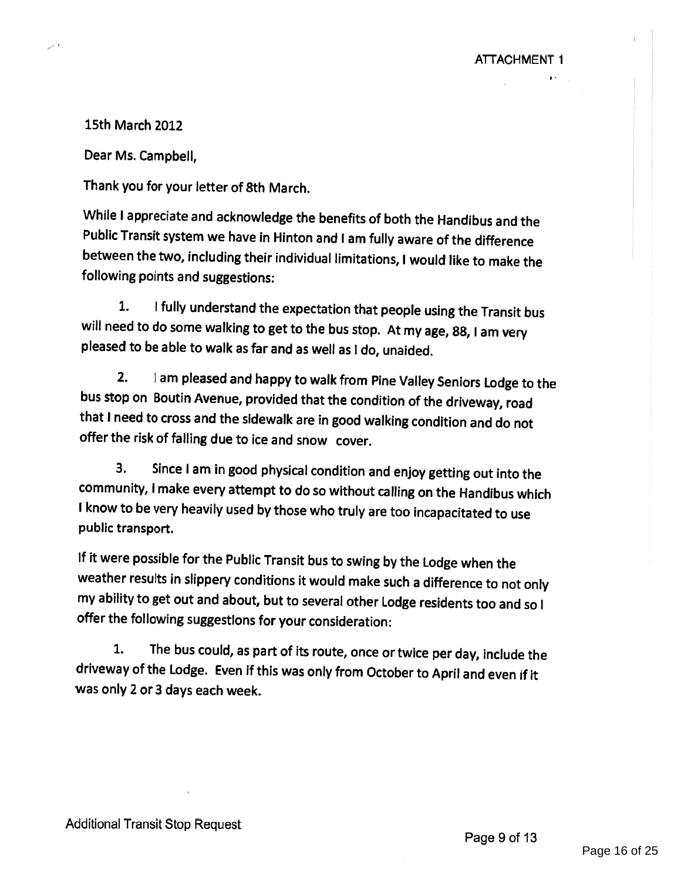ATTACHMENT 1

15th March 2012

Dear Ms. Campbell,

Thank you for your letter of 8th March.

While I appreciate and acknowledge the benefits of both the Handibus and the Public Transit system we have in Hinton and I am fully aware of the difference between the two, including their individual limitations, I would like to make the following points and suggestions:

1. I fully understand the expectation that people using the Transit bus will need to do some walking to get to the bus stop. At my age, 88, I am very pleased to be able to walk as far and as well as I do, unaided.

2. I am pleased and happy to walk from Pine Valley Seniors Lodge to the bus stop on Boutin Avenue, provided that the condition of the driveway, road that I need to cross and the sidewalk are in good walking condition and do not offer the risk of falling due to ice and snow cover.

3. Since I am in good physical condition and enjoy getting out into the community, I make every attempt to do so without calling on the Handibus which I know to be very heavily used by those who truly are too incapacitated to use public transport.

If it were possible for the Public Transit bus to swing by the Lodge when the weather results in slippery conditions it would make such a difference to not only my ability to get out and about, but to several other Lodge residents too and so I offer the following suggestions for your consideration:

1. The bus could, as part of its route, once or twice per day, include the driveway of the Lodge. Even if this was only from October to April and even if it was only 2 or 3 days each week.

Additional Transit Stop Request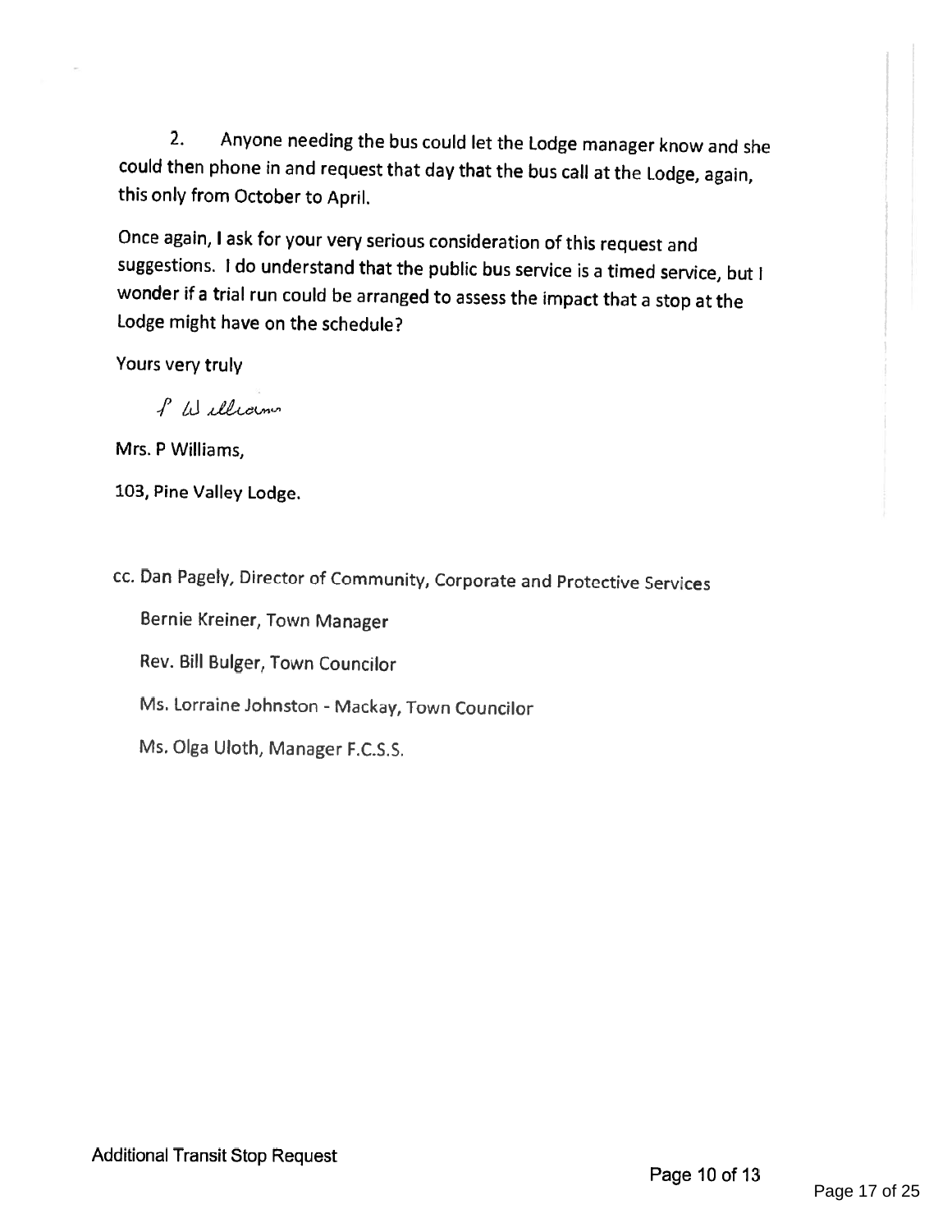2. Anyone needing the bus could let the Lodge manager know and she could then phone in and request that day that the bus call at the Lodge, again, this only from October to April.

Once again, I ask for your very serious consideration of this request and suggestions. I do understand that the public bus service is a timed service, but I wonder if a trial run could be arranged to assess the impact that a stop at the Lodge might have on the schedule?

Yours very truly

P Williams

Mrs. P Williams,

103, Pine Valley Lodge.

cc. Dan Pagely, Director of Community, Corporate and Protective Services

Bernie Kreiner, Town Manager

Rev. Bill Bulger, Town Councilor

Ms. Lorraine Johnston - Mackay, Town Councilor

Ms. Olga Uloth, Manager F.C.S.S.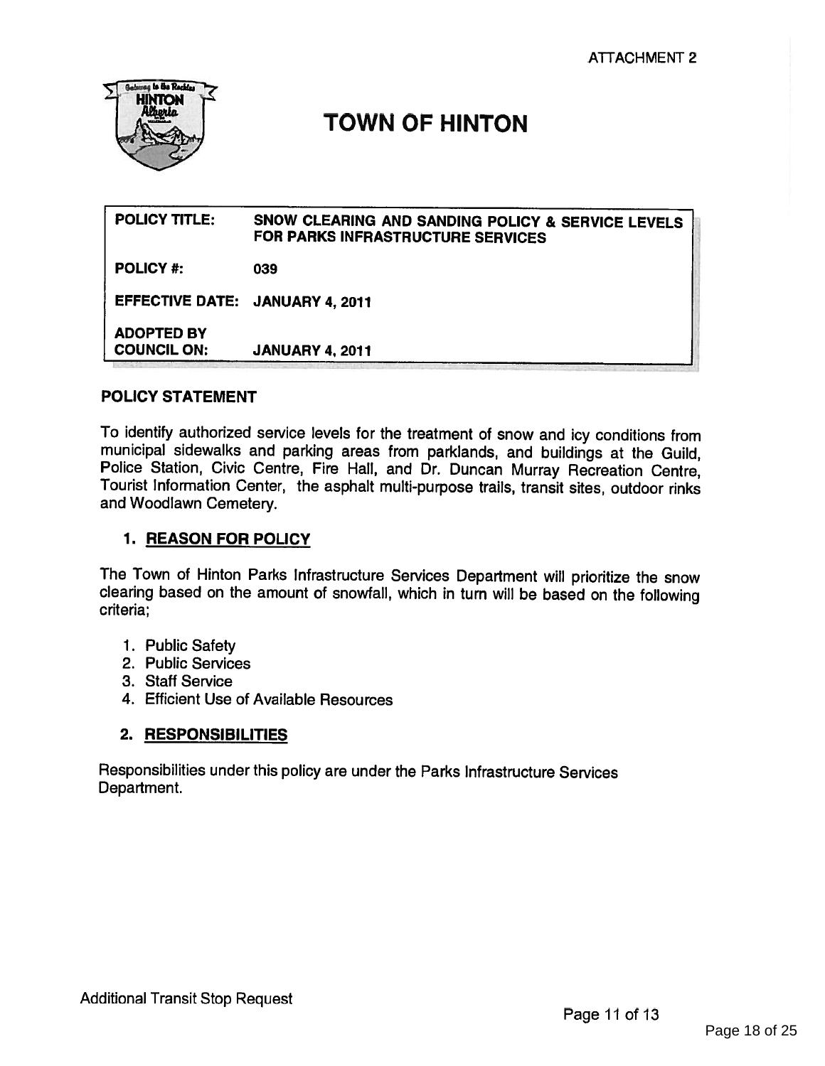ATTACHMENT 2

# TOWN OF HINTON

| | |
|---|---|
| **POLICY TITLE:** | **SNOW CLEARING AND SANDING POLICY & SERVICE LEVELS FOR PARKS INFRASTRUCTURE SERVICES** |
| **POLICY #:** | **039** |
| **EFFECTIVE DATE:** | **JANUARY 4, 2011** |
| **ADOPTED BY COUNCIL ON:** | **JANUARY 4, 2011** |

## POLICY STATEMENT

To identify authorized service levels for the treatment of snow and icy conditions from municipal sidewalks and parking areas from parklands, and buildings at the Guild, Police Station, Civic Centre, Fire Hall, and Dr. Duncan Murray Recreation Centre, Tourist Information Center, the asphalt multi-purpose trails, transit sites, outdoor rinks and Woodlawn Cemetery.

### 1. REASON FOR POLICY

The Town of Hinton Parks Infrastructure Services Department will prioritize the snow clearing based on the amount of snowfall, which in turn will be based on the following criteria;

1. Public Safety
2. Public Services
3. Staff Service
4. Efficient Use of Available Resources

### 2. RESPONSIBILITIES

Responsibilities under this policy are under the Parks Infrastructure Services Department.

Additional Transit Stop Request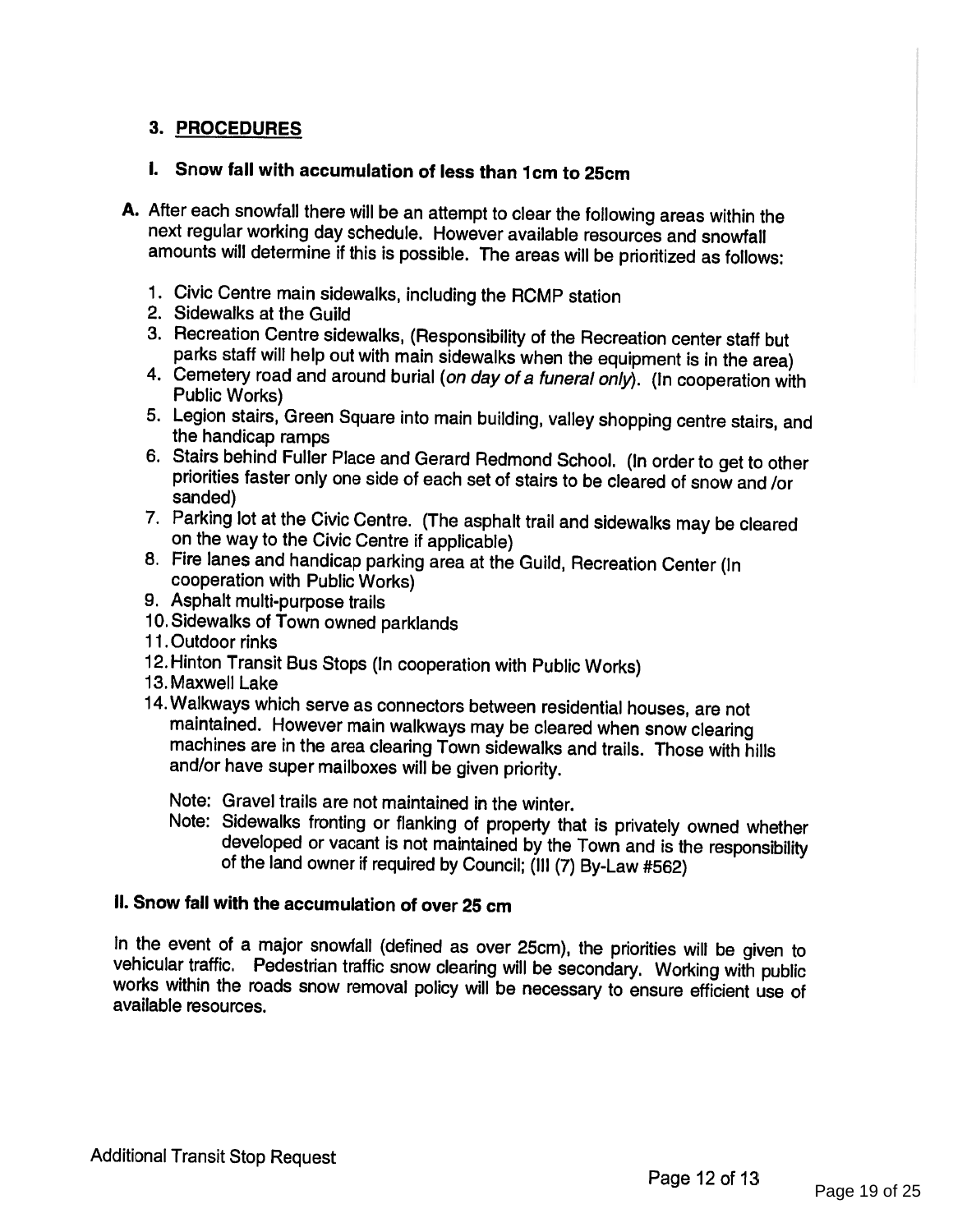## 3. PROCEDURES

### I. Snow fall with accumulation of less than 1cm to 25cm

**A.** After each snowfall there will be an attempt to clear the following areas within the next regular working day schedule. However available resources and snowfall amounts will determine if this is possible. The areas will be prioritized as follows:

1. Civic Centre main sidewalks, including the RCMP station
2. Sidewalks at the Guild
3. Recreation Centre sidewalks, (Responsibility of the Recreation center staff but parks staff will help out with main sidewalks when the equipment is in the area)
4. Cemetery road and around burial (*on day of a funeral only*). (In cooperation with Public Works)
5. Legion stairs, Green Square into main building, valley shopping centre stairs, and the handicap ramps
6. Stairs behind Fuller Place and Gerard Redmond School. (In order to get to other priorities faster only one side of each set of stairs to be cleared of snow and /or sanded)
7. Parking lot at the Civic Centre. (The asphalt trail and sidewalks may be cleared on the way to the Civic Centre if applicable)
8. Fire lanes and handicap parking area at the Guild, Recreation Center (In cooperation with Public Works)
9. Asphalt multi-purpose trails
10. Sidewalks of Town owned parklands
11. Outdoor rinks
12. Hinton Transit Bus Stops (In cooperation with Public Works)
13. Maxwell Lake
14. Walkways which serve as connectors between residential houses, are not maintained. However main walkways may be cleared when snow clearing machines are in the area clearing Town sidewalks and trails. Those with hills and/or have super mailboxes will be given priority.

    Note: Gravel trails are not maintained in the winter.

    Note: Sidewalks fronting or flanking of property that is privately owned whether developed or vacant is not maintained by the Town and is the responsibility of the land owner if required by Council; (III (7) By-Law #562)

### II. Snow fall with the accumulation of over 25 cm

In the event of a major snowfall (defined as over 25cm), the priorities will be given to vehicular traffic. Pedestrian traffic snow clearing will be secondary. Working with public works within the roads snow removal policy will be necessary to ensure efficient use of available resources.

Additional Transit Stop Request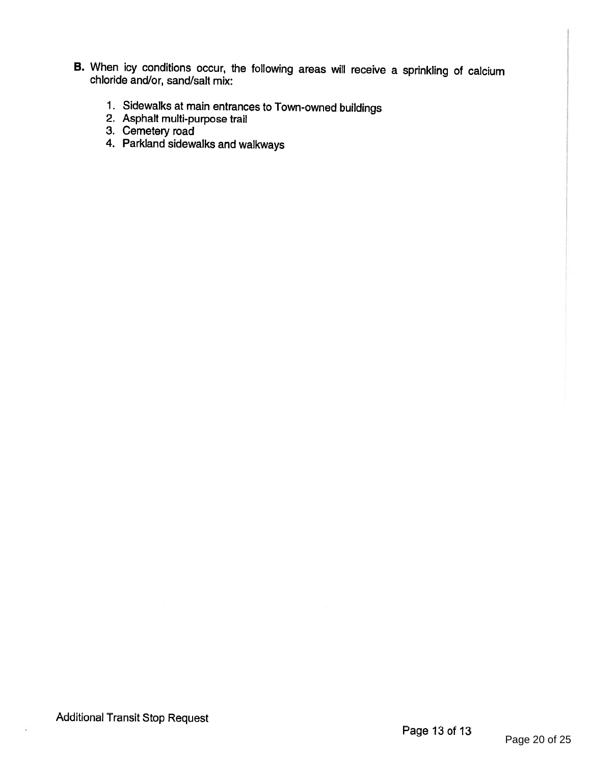**B.** When icy conditions occur, the following areas will receive a sprinkling of calcium chloride and/or, sand/salt mix:

1. Sidewalks at main entrances to Town-owned buildings
2. Asphalt multi-purpose trail
3. Cemetery road
4. Parkland sidewalks and walkways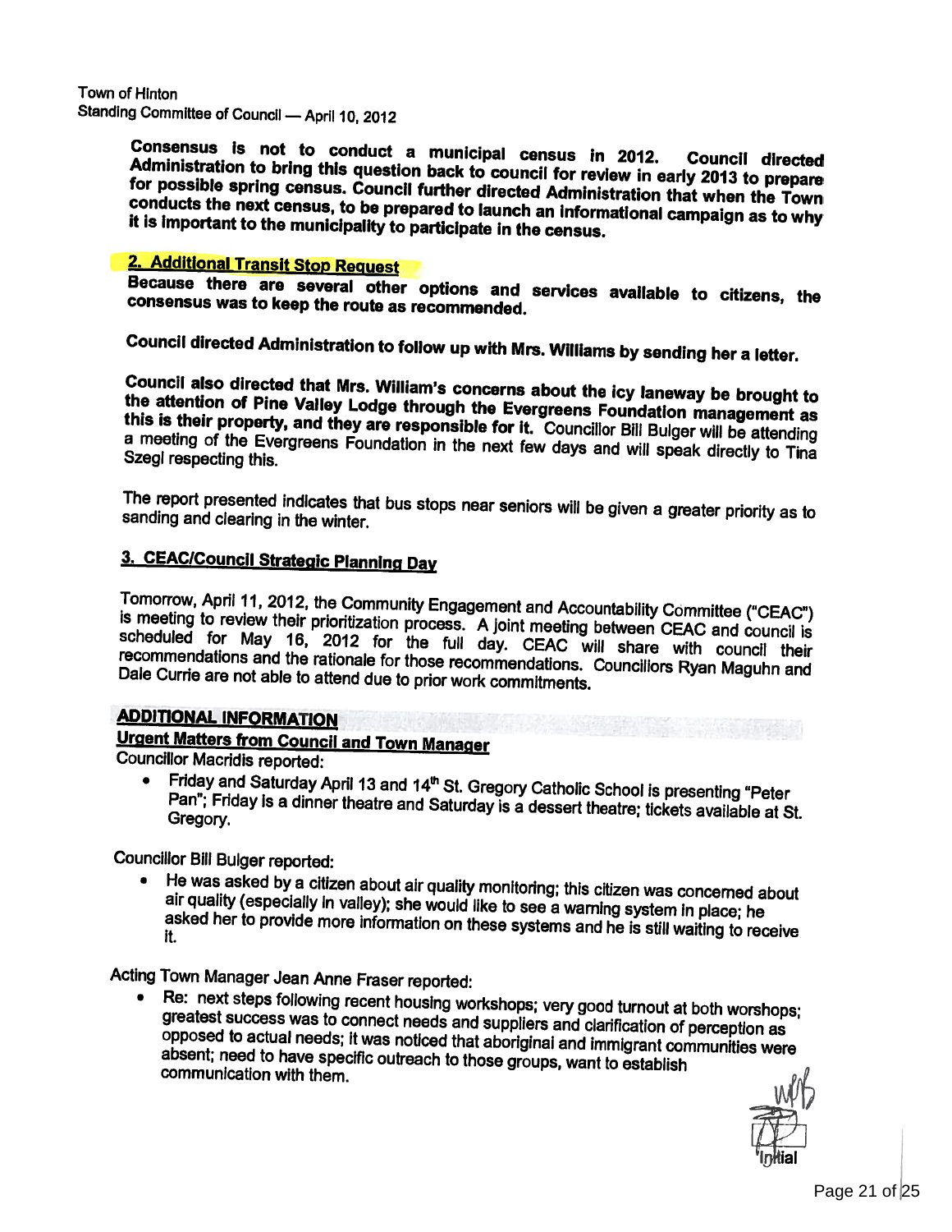Consensus is not to conduct a municipal census in 2012. Council directed Administration to bring this question back to council for review in early 2013 to prepare for possible spring census. Council further directed Administration that when the Town conducts the next census, to be prepared to launch an informational campaign as to why it is important to the municipality to participate in the census.

**2. Additional Transit Stop Request**

**Because there are several other options and services available to citizens, the consensus was to keep the route as recommended.**

**Council directed Administration to follow up with Mrs. Williams by sending her a letter.**

**Council also directed that Mrs. William's concerns about the icy laneway be brought to the attention of Pine Valley Lodge through the Evergreens Foundation management as this is their property, and they are responsible for it.** Councillor Bill Bulger will be attending a meeting of the Evergreens Foundation in the next few days and will speak directly to Tina Szegi respecting this.

The report presented indicates that bus stops near seniors will be given a greater priority as to sanding and clearing in the winter.

**3. CEAC/Council Strategic Planning Day**

Tomorrow, April 11, 2012, the Community Engagement and Accountability Committee ("CEAC") is meeting to review their prioritization process. A joint meeting between CEAC and council is scheduled for May 16, 2012 for the full day. CEAC will share with council their recommendations and the rationale for those recommendations. Councillors Ryan Maguhn and Dale Currie are not able to attend due to prior work commitments.

## ADDITIONAL INFORMATION

**Urgent Matters from Council and Town Manager**

Councillor Macridis reported:

- Friday and Saturday April 13 and 14th St. Gregory Catholic School is presenting "Peter Pan"; Friday is a dinner theatre and Saturday is a dessert theatre; tickets available at St. Gregory.

Councillor Bill Bulger reported:

- He was asked by a citizen about air quality monitoring; this citizen was concerned about air quality (especially in valley); she would like to see a warning system in place; he asked her to provide more information on these systems and he is still waiting to receive it.

Acting Town Manager Jean Anne Fraser reported:

- Re: next steps following recent housing workshops; very good turnout at both worshops; greatest success was to connect needs and suppliers and clarification of perception as opposed to actual needs; it was noticed that aboriginal and immigrant communities were absent; need to have specific outreach to those groups, want to establish communication with them.

Initial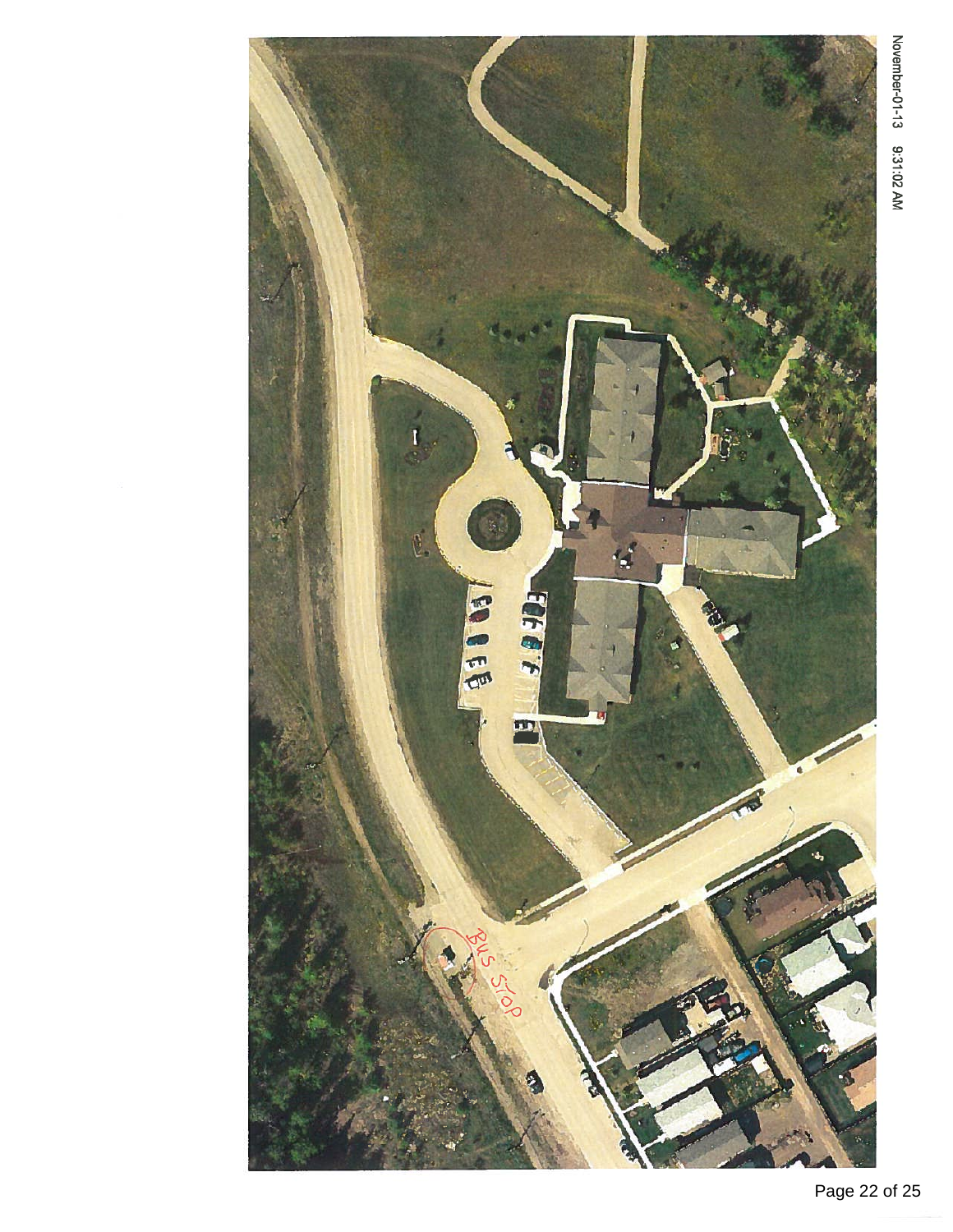November-01-13 9:31:02 AM

Bus Stop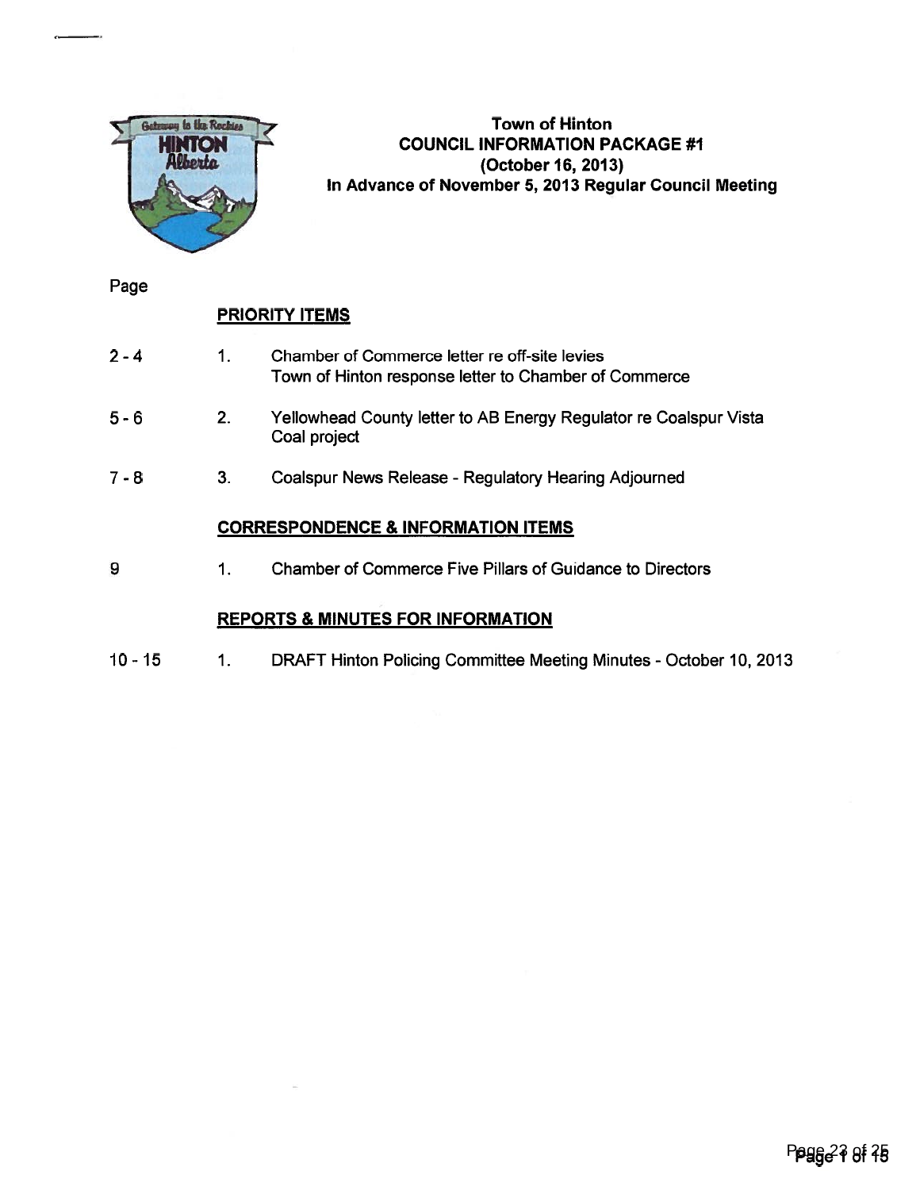# Town of Hinton
## COUNCIL INFORMATION PACKAGE #1
**(October 16, 2013)**
**In Advance of November 5, 2013 Regular Council Meeting**

| Page | | |
|---|---|---|
| | | **PRIORITY ITEMS** |
| 2 - 4 | 1. | Chamber of Commerce letter re off-site levies<br>Town of Hinton response letter to Chamber of Commerce |
| 5 - 6 | 2. | Yellowhead County letter to AB Energy Regulator re Coalspur Vista Coal project |
| 7 - 8 | 3. | Coalspur News Release - Regulatory Hearing Adjourned |
| | | **CORRESPONDENCE & INFORMATION ITEMS** |
| 9 | 1. | Chamber of Commerce Five Pillars of Guidance to Directors |
| | | **REPORTS & MINUTES FOR INFORMATION** |
| 10 - 15 | 1. | DRAFT Hinton Policing Committee Meeting Minutes - October 10, 2013 |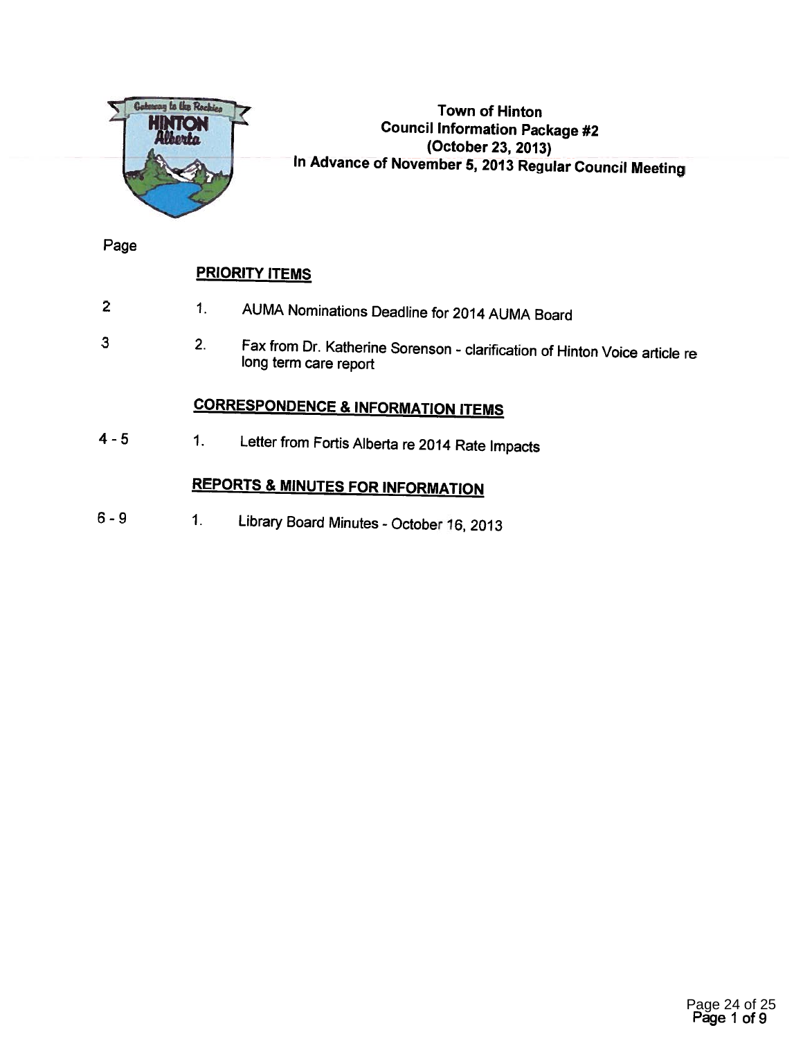# Town of Hinton
## Council Information Package #2
## (October 23, 2013)
## In Advance of November 5, 2013 Regular Council Meeting

| Page | | |
|---|---|---|
| | | **PRIORITY ITEMS** |
| 2 | 1. | AUMA Nominations Deadline for 2014 AUMA Board |
| 3 | 2. | Fax from Dr. Katherine Sorenson - clarification of Hinton Voice article re long term care report |
| | | **CORRESPONDENCE & INFORMATION ITEMS** |
| 4 - 5 | 1. | Letter from Fortis Alberta re 2014 Rate Impacts |
| | | **REPORTS & MINUTES FOR INFORMATION** |
| 6 - 9 | 1. | Library Board Minutes - October 16, 2013 |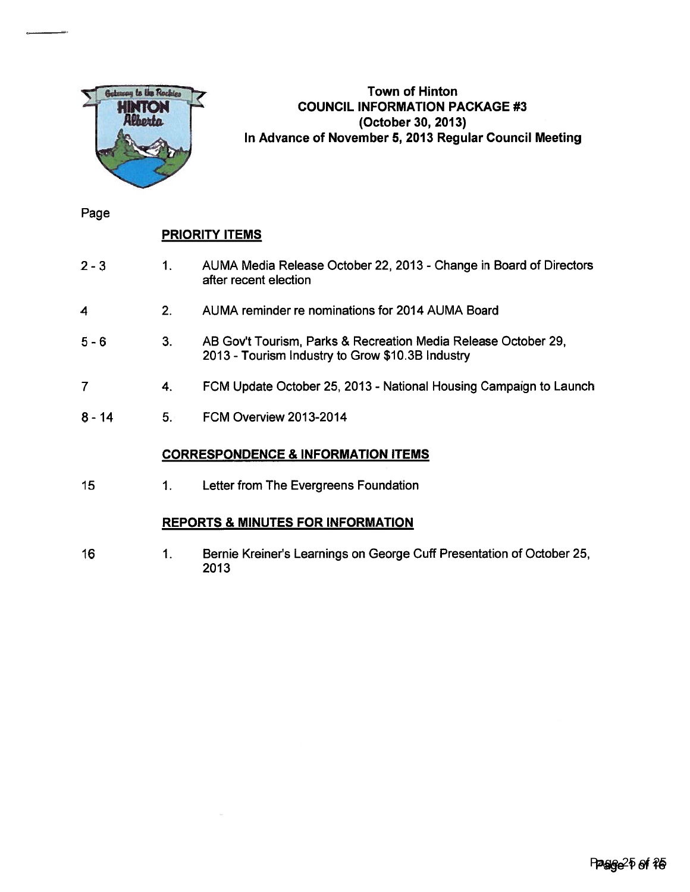# Town of Hinton
## COUNCIL INFORMATION PACKAGE #3
## (October 30, 2013)
## In Advance of November 5, 2013 Regular Council Meeting

Page

**PRIORITY ITEMS**

| Page | | |
|---|---|---|
| 2 - 3 | 1. | AUMA Media Release October 22, 2013 - Change in Board of Directors after recent election |
| 4 | 2. | AUMA reminder re nominations for 2014 AUMA Board |
| 5 - 6 | 3. | AB Gov't Tourism, Parks & Recreation Media Release October 29, 2013 - Tourism Industry to Grow $10.3B Industry |
| 7 | 4. | FCM Update October 25, 2013 - National Housing Campaign to Launch |
| 8 - 14 | 5. | FCM Overview 2013-2014 |

**CORRESPONDENCE & INFORMATION ITEMS**

| | | |
|---|---|---|
| 15 | 1. | Letter from The Evergreens Foundation |

**REPORTS & MINUTES FOR INFORMATION**

| | | |
|---|---|---|
| 16 | 1. | Bernie Kreiner's Learnings on George Cuff Presentation of October 25, 2013 |